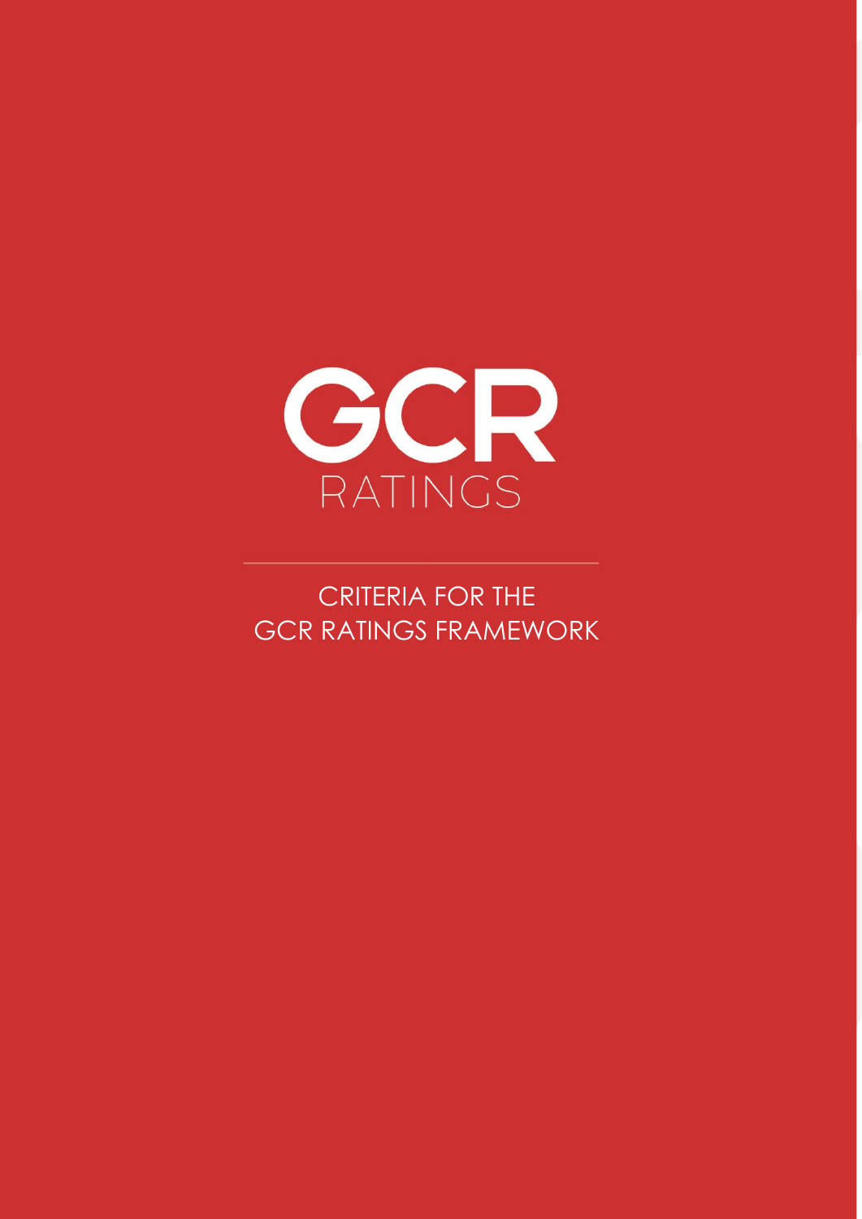GCR RATINGS

# CRITERIA FOR THE GCR RATINGS FRAMEWORK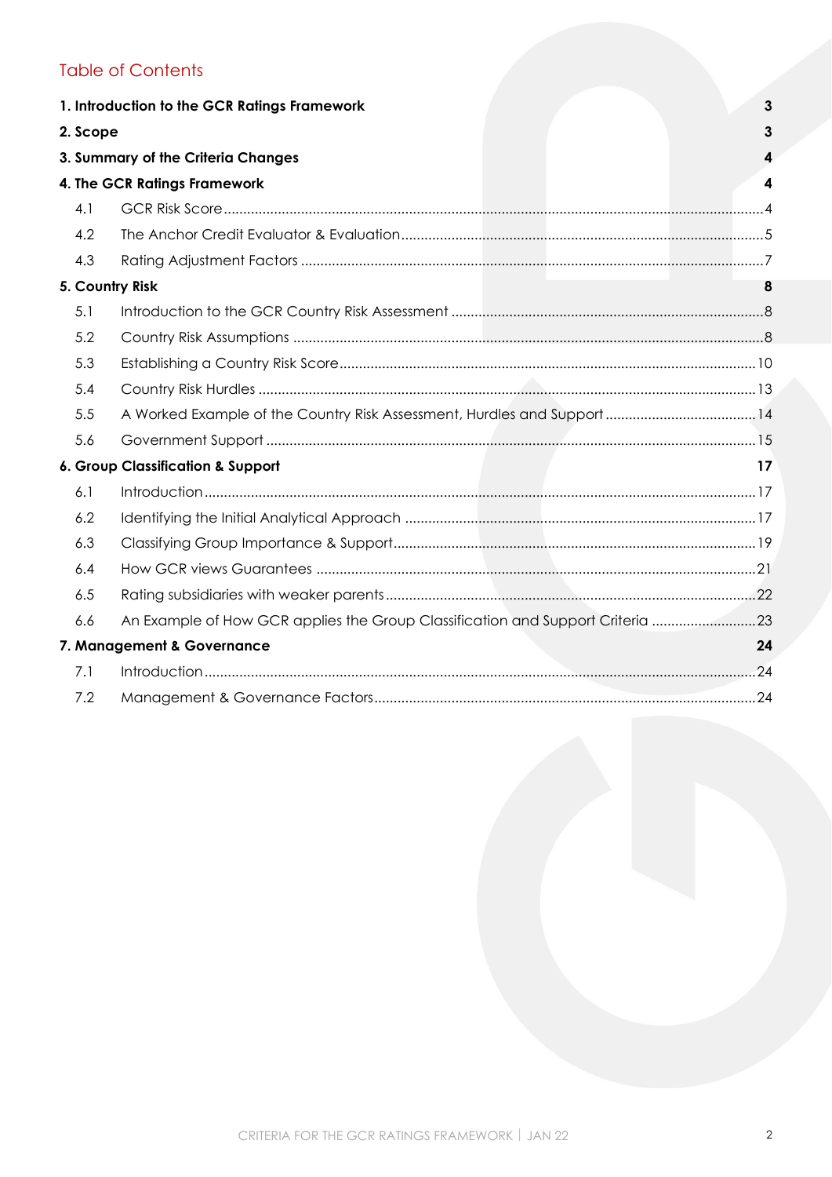## Table of Contents

**1. Introduction to the GCR Ratings Framework** **3**

**2. Scope** **3**

**3. Summary of the Criteria Changes** **4**

**4. The GCR Ratings Framework** **4**

- 4.1 GCR Risk Score ... 4
- 4.2 The Anchor Credit Evaluator & Evaluation ... 5
- 4.3 Rating Adjustment Factors ... 7

**5. Country Risk** **8**

- 5.1 Introduction to the GCR Country Risk Assessment ... 8
- 5.2 Country Risk Assumptions ... 8
- 5.3 Establishing a Country Risk Score ... 10
- 5.4 Country Risk Hurdles ... 13
- 5.5 A Worked Example of the Country Risk Assessment, Hurdles and Support ... 14
- 5.6 Government Support ... 15

**6. Group Classification & Support** **17**

- 6.1 Introduction ... 17
- 6.2 Identifying the Initial Analytical Approach ... 17
- 6.3 Classifying Group Importance & Support ... 19
- 6.4 How GCR views Guarantees ... 21
- 6.5 Rating subsidiaries with weaker parents ... 22
- 6.6 An Example of How GCR applies the Group Classification and Support Criteria ... 23

**7. Management & Governance** **24**

- 7.1 Introduction ... 24
- 7.2 Management & Governance Factors ... 24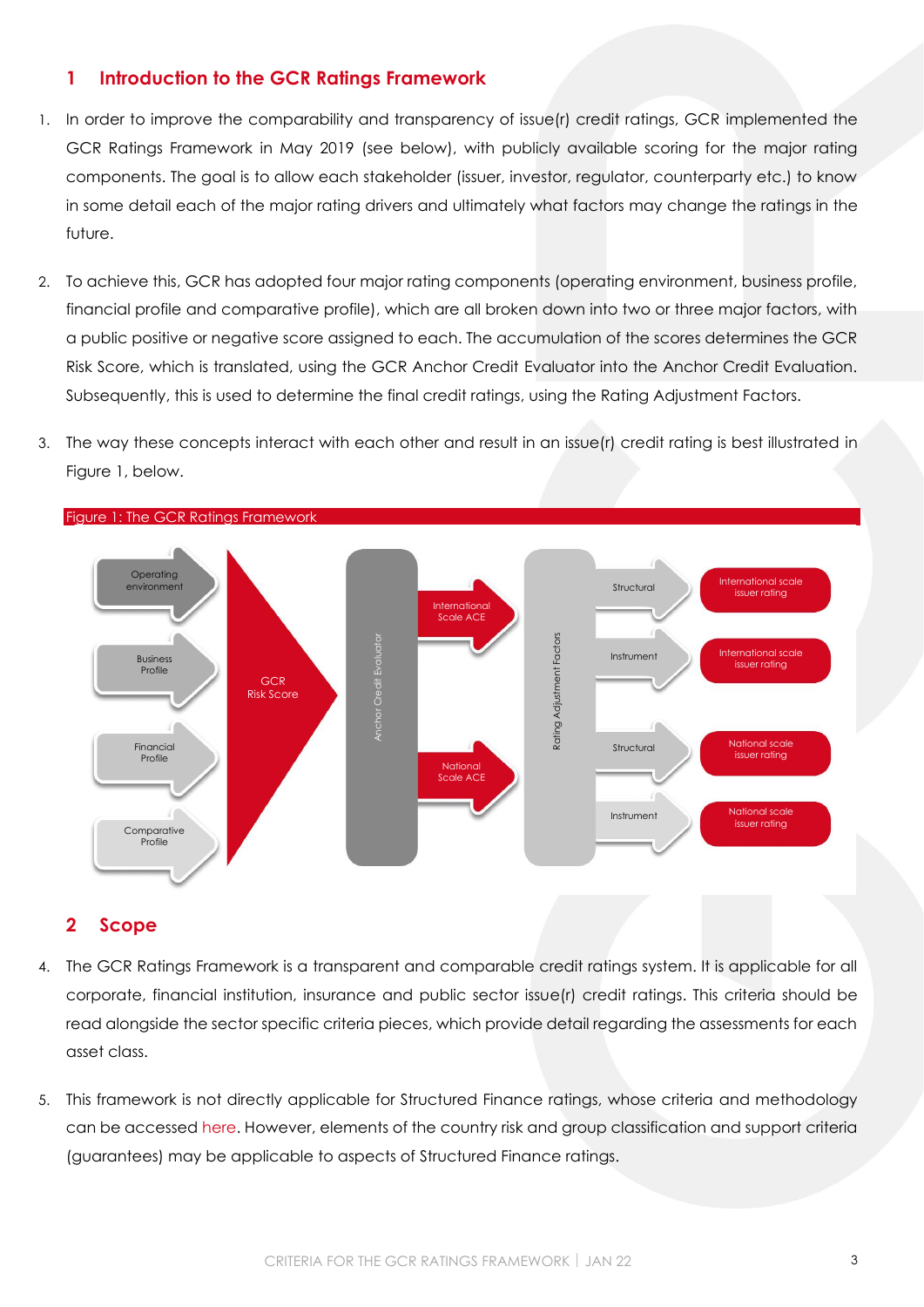## 1 Introduction to the GCR Ratings Framework

1. In order to improve the comparability and transparency of issue(r) credit ratings, GCR implemented the GCR Ratings Framework in May 2019 (see below), with publicly available scoring for the major rating components. The goal is to allow each stakeholder (issuer, investor, regulator, counterparty etc.) to know in some detail each of the major rating drivers and ultimately what factors may change the ratings in the future.

2. To achieve this, GCR has adopted four major rating components (operating environment, business profile, financial profile and comparative profile), which are all broken down into two or three major factors, with a public positive or negative score assigned to each. The accumulation of the scores determines the GCR Risk Score, which is translated, using the GCR Anchor Credit Evaluator into the Anchor Credit Evaluation. Subsequently, this is used to determine the final credit ratings, using the Rating Adjustment Factors.

3. The way these concepts interact with each other and result in an issue(r) credit rating is best illustrated in Figure 1, below.

Figure 1: The GCR Ratings Framework

Operating environment; Business Profile; Financial Profile; Comparative Profile → GCR Risk Score → Anchor Credit Evaluator → International Scale ACE / National Scale ACE → Rating Adjustment Factors → Structural / Instrument → International scale issuer rating; International scale issuer rating; National scale issuer rating; National scale issuer rating

## 2 Scope

4. The GCR Ratings Framework is a transparent and comparable credit ratings system. It is applicable for all corporate, financial institution, insurance and public sector issue(r) credit ratings. This criteria should be read alongside the sector specific criteria pieces, which provide detail regarding the assessments for each asset class.

5. This framework is not directly applicable for Structured Finance ratings, whose criteria and methodology can be accessed here. However, elements of the country risk and group classification and support criteria (guarantees) may be applicable to aspects of Structured Finance ratings.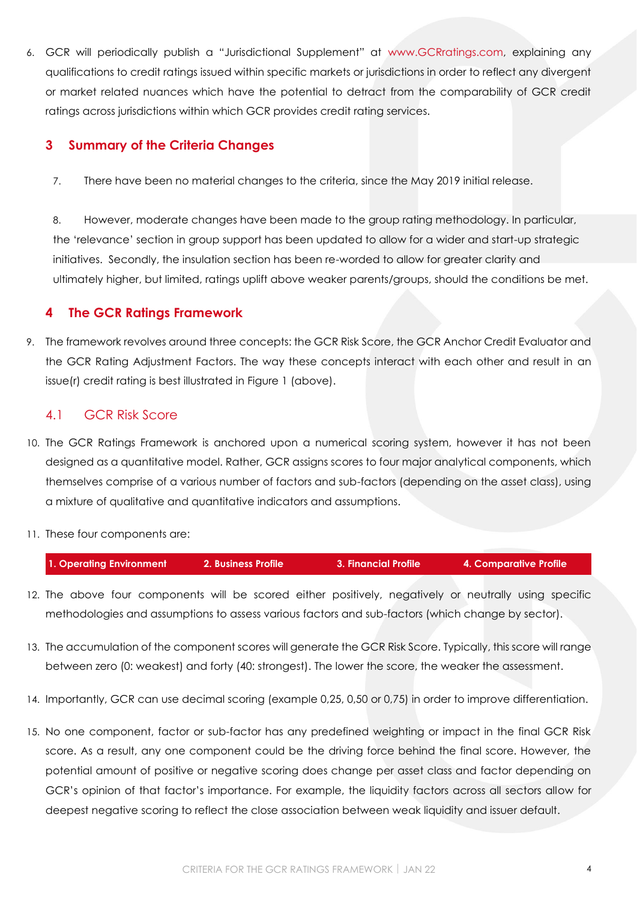6. GCR will periodically publish a "Jurisdictional Supplement" at www.GCRratings.com, explaining any qualifications to credit ratings issued within specific markets or jurisdictions in order to reflect any divergent or market related nuances which have the potential to detract from the comparability of GCR credit ratings across jurisdictions within which GCR provides credit rating services.

## 3 Summary of the Criteria Changes

7. There have been no material changes to the criteria, since the May 2019 initial release.

8. However, moderate changes have been made to the group rating methodology. In particular, the 'relevance' section in group support has been updated to allow for a wider and start-up strategic initiatives. Secondly, the insulation section has been re-worded to allow for greater clarity and ultimately higher, but limited, ratings uplift above weaker parents/groups, should the conditions be met.

## 4 The GCR Ratings Framework

9. The framework revolves around three concepts: the GCR Risk Score, the GCR Anchor Credit Evaluator and the GCR Rating Adjustment Factors. The way these concepts interact with each other and result in an issue(r) credit rating is best illustrated in Figure 1 (above).

### 4.1 GCR Risk Score

10. The GCR Ratings Framework is anchored upon a numerical scoring system, however it has not been designed as a quantitative model. Rather, GCR assigns scores to four major analytical components, which themselves comprise of a various number of factors and sub-factors (depending on the asset class), using a mixture of qualitative and quantitative indicators and assumptions.

11. These four components are:

| 1. Operating Environment | 2. Business Profile | 3. Financial Profile | 4. Comparative Profile |
|---|---|---|---|

12. The above four components will be scored either positively, negatively or neutrally using specific methodologies and assumptions to assess various factors and sub-factors (which change by sector).

13. The accumulation of the component scores will generate the GCR Risk Score. Typically, this score will range between zero (0: weakest) and forty (40: strongest). The lower the score, the weaker the assessment.

14. Importantly, GCR can use decimal scoring (example 0,25, 0,50 or 0,75) in order to improve differentiation.

15. No one component, factor or sub-factor has any predefined weighting or impact in the final GCR Risk score. As a result, any one component could be the driving force behind the final score. However, the potential amount of positive or negative scoring does change per asset class and factor depending on GCR's opinion of that factor's importance. For example, the liquidity factors across all sectors allow for deepest negative scoring to reflect the close association between weak liquidity and issuer default.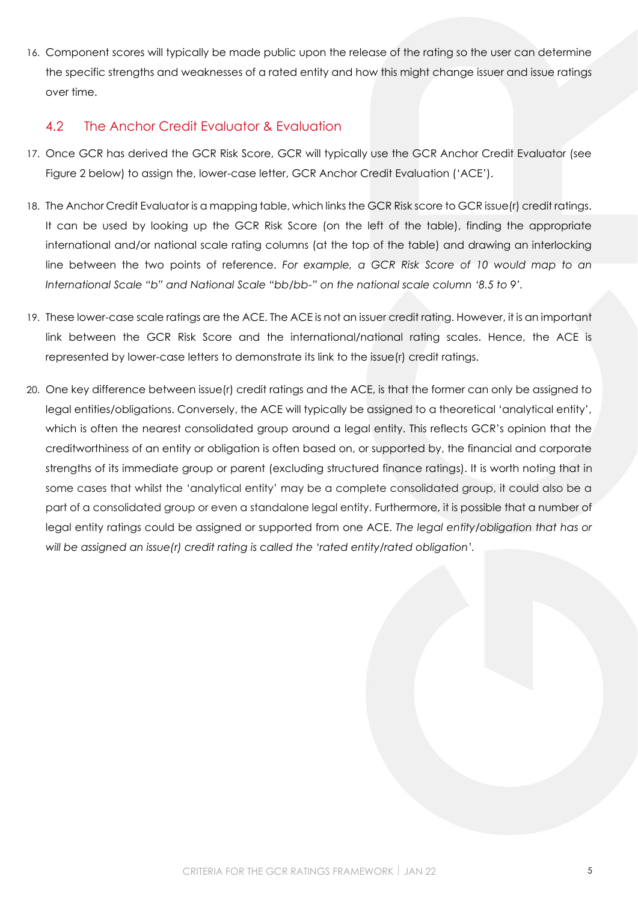16. Component scores will typically be made public upon the release of the rating so the user can determine the specific strengths and weaknesses of a rated entity and how this might change issuer and issue ratings over time.

## 4.2 The Anchor Credit Evaluator & Evaluation

17. Once GCR has derived the GCR Risk Score, GCR will typically use the GCR Anchor Credit Evaluator (see Figure 2 below) to assign the, lower-case letter, GCR Anchor Credit Evaluation ('ACE').

18. The Anchor Credit Evaluator is a mapping table, which links the GCR Risk score to GCR issue(r) credit ratings. It can be used by looking up the GCR Risk Score (on the left of the table), finding the appropriate international and/or national scale rating columns (at the top of the table) and drawing an interlocking line between the two points of reference. *For example, a GCR Risk Score of 10 would map to an International Scale "b" and National Scale "bb/bb-" on the national scale column '8.5 to 9'.*

19. These lower-case scale ratings are the ACE. The ACE is not an issuer credit rating. However, it is an important link between the GCR Risk Score and the international/national rating scales. Hence, the ACE is represented by lower-case letters to demonstrate its link to the issue(r) credit ratings.

20. One key difference between issue(r) credit ratings and the ACE, is that the former can only be assigned to legal entities/obligations. Conversely, the ACE will typically be assigned to a theoretical 'analytical entity', which is often the nearest consolidated group around a legal entity. This reflects GCR's opinion that the creditworthiness of an entity or obligation is often based on, or supported by, the financial and corporate strengths of its immediate group or parent (excluding structured finance ratings). It is worth noting that in some cases that whilst the 'analytical entity' may be a complete consolidated group, it could also be a part of a consolidated group or even a standalone legal entity. Furthermore, it is possible that a number of legal entity ratings could be assigned or supported from one ACE. *The legal entity/obligation that has or will be assigned an issue(r) credit rating is called the 'rated entity/rated obligation'.*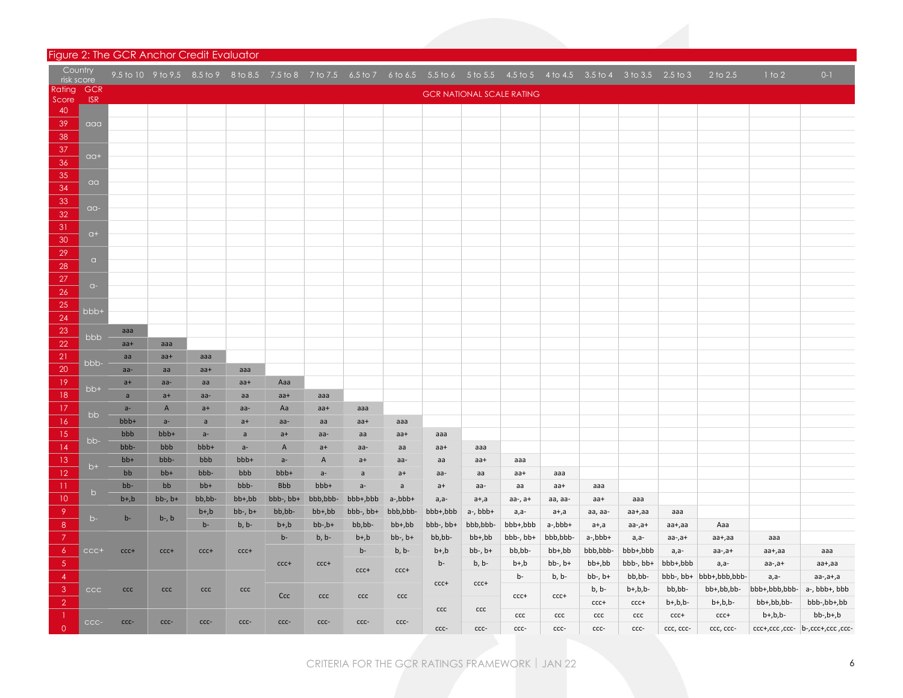# Figure 2: The GCR Anchor Credit Evaluator

| Country risk score | | 9.5 to 10 | 9 to 9.5 | 8.5 to 9 | 8 to 8.5 | 7.5 to 8 | 7 to 7.5 | 6.5 to 7 | 6 to 6.5 | 5.5 to 6 | 5 to 5.5 | 4.5 to 5 | 4 to 4.5 | 3.5 to 4 | 3 to 3.5 | 2.5 to 3 | 2 to 2.5 | 1 to 2 | 0-1 |
|---|---|---|---|---|---|---|---|---|---|---|---|---|---|---|---|---|---|---|---|
| **Rating Score** | **GCR ISR** | GCR NATIONAL SCALE RATING | | | | | | | | | | | | | | | | | |
| 40 | aaa | | | | | | | | | | | | | | | | | | |
| 39 | | | | | | | | | | | | | | | | | | | |
| 38 | | | | | | | | | | | | | | | | | | | |
| 37 | aa+ | | | | | | | | | | | | | | | | | | |
| 36 | | | | | | | | | | | | | | | | | | | |
| 35 | aa | | | | | | | | | | | | | | | | | | |
| 34 | | | | | | | | | | | | | | | | | | | |
| 33 | aa- | | | | | | | | | | | | | | | | | | |
| 32 | | | | | | | | | | | | | | | | | | | |
| 31 | a+ | | | | | | | | | | | | | | | | | | |
| 30 | | | | | | | | | | | | | | | | | | | |
| 29 | a | | | | | | | | | | | | | | | | | | |
| 28 | | | | | | | | | | | | | | | | | | | |
| 27 | a- | | | | | | | | | | | | | | | | | | |
| 26 | | | | | | | | | | | | | | | | | | | |
| 25 | bbb+ | | | | | | | | | | | | | | | | | | |
| 24 | | | | | | | | | | | | | | | | | | | |
| 23 | bbb | aaa | | | | | | | | | | | | | | | | | |
| 22 | | aa+ | aaa | | | | | | | | | | | | | | | | |
| 21 | bbb- | aa | aa+ | aaa | | | | | | | | | | | | | | | |
| 20 | | aa- | aa | aa+ | aaa | | | | | | | | | | | | | | |
| 19 | bb+ | a+ | aa- | aa | aa+ | Aaa | | | | | | | | | | | | | |
| 18 | | a | a+ | aa- | aa | aa+ | aaa | | | | | | | | | | | | |
| 17 | bb | a- | A | a+ | aa- | Aa | aa+ | aaa | | | | | | | | | | | |
| 16 | | bbb+ | a- | a | a+ | aa- | aa | aa+ | aaa | | | | | | | | | | |
| 15 | bb- | bbb | bbb+ | a- | a | a+ | aa- | aa | aa+ | aaa | | | | | | | | | |
| 14 | | bbb- | bbb | bbb+ | a- | A | a+ | aa- | aa | aa+ | aaa | | | | | | | | |
| 13 | b+ | bb+ | bbb- | bbb | bbb+ | a- | A | a+ | aa- | aa | aa+ | aaa | | | | | | | |
| 12 | | bb | bb+ | bbb- | bbb | bbb+ | a- | a | a+ | aa- | aa | aa+ | aaa | | | | | | |
| 11 | b | bb- | bb | bb+ | bbb- | Bbb | bbb+ | a- | a | a+ | aa- | aa | aa+ | aaa | | | | | |
| 10 | | b+,b | bb-, b+ | bb,bb- | bb+,bb | bbb-, bb+ | bbb,bbb- | bbb+,bbb | a-,bbb+ | a,a- | a+,a | aa-, a+ | aa, aa- | aa+ | aaa | | | | |
| 9 | b- | b- | b-, b | b+,b | bb-, b+ | bb,bb- | bb+,bb | bbb-, bb+ | bbb,bbb- | bbb+,bbb | a-, bbb+ | a,a- | a+,a | aa, aa- | aa+,aa | aaa | | | |
| 8 | | | | b- | b, b- | b+,b | bb-,b+ | bb,bb- | bb+,bb | bbb-, bb+ | bbb,bbb- | bbb+,bbb | a-,bbb+ | a+,a | aa-,a+ | aa+,aa | Aaa | | |
| 7 | ccc+ | ccc+ | ccc+ | ccc+ | ccc+ | b- | b, b- | b+,b | bb-, b+ | bb,bb- | bb+,bb | bbb-, bb+ | bbb,bbb- | a-,bbb+ | a,a- | aa-,a+ | aa+,aa | aaa | |
| 6 | | | | | | | | b- | b, b- | b+,b | bb-, b+ | bb,bb- | bb+,bb | bbb,bbb- | bbb+,bbb | a,a- | aa-,a+ | aa+,aa | aaa |
| 5 | | | | | | ccc+ | ccc+ | ccc+ | ccc+ | b- | b, b- | b+,b | bb-, b+ | bb+,bb | bbb-, bb+ | bbb+,bbb | a,a- | aa-,a+ | aa+,aa |
| 4 | ccc | ccc | ccc | ccc | ccc | | | | | ccc+ | ccc+ | b- | b, b- | bb-, b+ | bb,bb- | bbb-, bb+ | bbb+,bbb,bbb- | a,a- | aa-,a+,a |
| 3 | | | | | | Ccc | ccc | ccc | ccc | | | ccc+ | ccc+ | b, b- | b+,b,b- | bb,bb- | bb+,bb,bb- | bbb+,bbb,bbb- | a-, bbb+, bbb |
| 2 | | | | | | | | | | ccc | ccc | | | ccc+ | ccc+ | b+,b,b- | b+,b,b- | bb+,bb,bb- | bbb-,bb+,bb |
| 1 | ccc- | ccc- | ccc- | ccc- | ccc- | ccc- | ccc- | ccc- | ccc- | | | ccc | ccc | ccc | ccc | ccc+ | ccc+ | b+,b,b- | bb-,b+,b |
| 0 | | | | | | | | | | ccc- | ccc- | ccc- | ccc- | ccc- | ccc- | ccc, ccc- | ccc, ccc- | ccc+,ccc ,ccc- | b-,ccc+,ccc ,ccc- |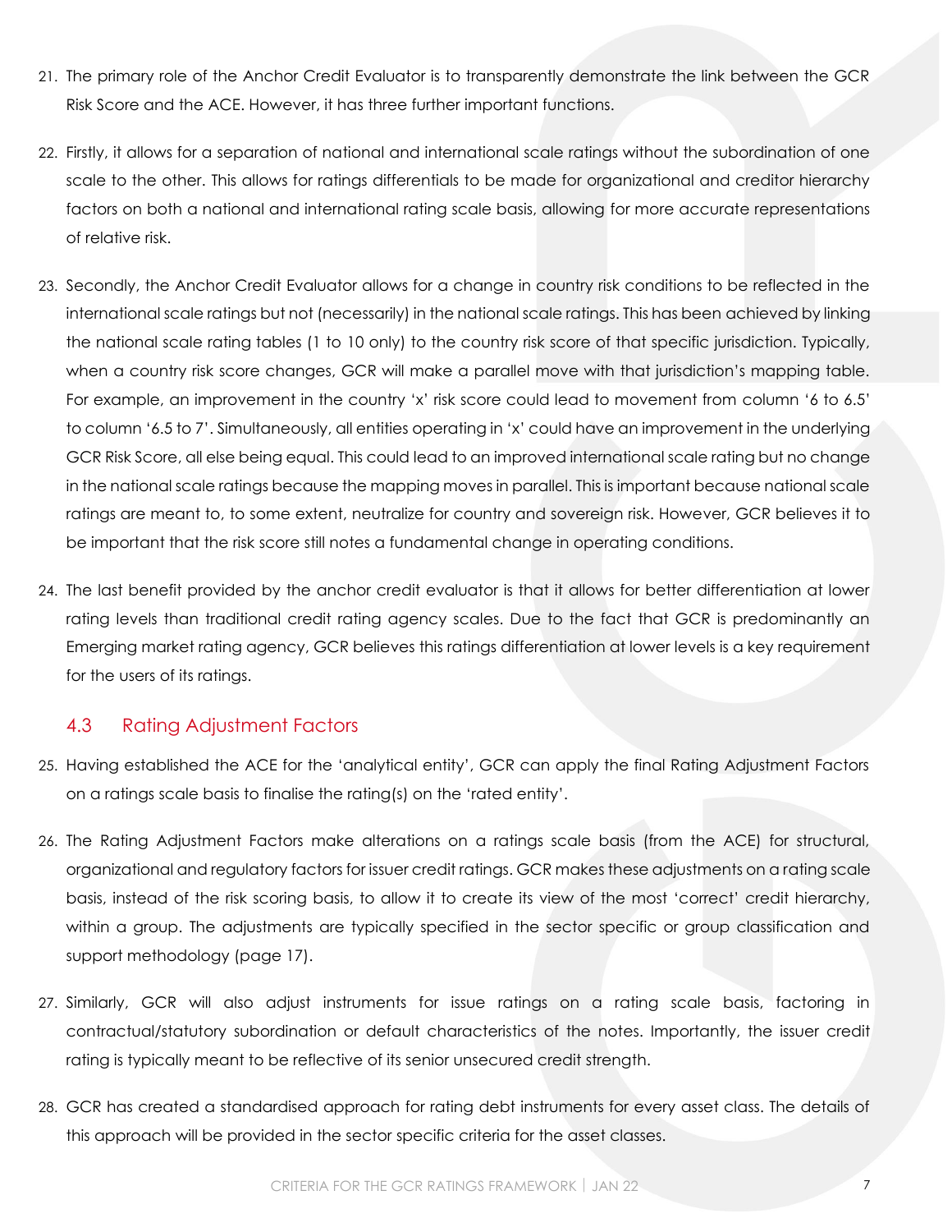21. The primary role of the Anchor Credit Evaluator is to transparently demonstrate the link between the GCR Risk Score and the ACE. However, it has three further important functions.

22. Firstly, it allows for a separation of national and international scale ratings without the subordination of one scale to the other. This allows for ratings differentials to be made for organizational and creditor hierarchy factors on both a national and international rating scale basis, allowing for more accurate representations of relative risk.

23. Secondly, the Anchor Credit Evaluator allows for a change in country risk conditions to be reflected in the international scale ratings but not (necessarily) in the national scale ratings. This has been achieved by linking the national scale rating tables (1 to 10 only) to the country risk score of that specific jurisdiction. Typically, when a country risk score changes, GCR will make a parallel move with that jurisdiction's mapping table. For example, an improvement in the country 'x' risk score could lead to movement from column '6 to 6.5' to column '6.5 to 7'. Simultaneously, all entities operating in 'x' could have an improvement in the underlying GCR Risk Score, all else being equal. This could lead to an improved international scale rating but no change in the national scale ratings because the mapping moves in parallel. This is important because national scale ratings are meant to, to some extent, neutralize for country and sovereign risk. However, GCR believes it to be important that the risk score still notes a fundamental change in operating conditions.

24. The last benefit provided by the anchor credit evaluator is that it allows for better differentiation at lower rating levels than traditional credit rating agency scales. Due to the fact that GCR is predominantly an Emerging market rating agency, GCR believes this ratings differentiation at lower levels is a key requirement for the users of its ratings.

## 4.3 Rating Adjustment Factors

25. Having established the ACE for the 'analytical entity', GCR can apply the final Rating Adjustment Factors on a ratings scale basis to finalise the rating(s) on the 'rated entity'.

26. The Rating Adjustment Factors make alterations on a ratings scale basis (from the ACE) for structural, organizational and regulatory factors for issuer credit ratings. GCR makes these adjustments on a rating scale basis, instead of the risk scoring basis, to allow it to create its view of the most 'correct' credit hierarchy, within a group. The adjustments are typically specified in the sector specific or group classification and support methodology (page 17).

27. Similarly, GCR will also adjust instruments for issue ratings on a rating scale basis, factoring in contractual/statutory subordination or default characteristics of the notes. Importantly, the issuer credit rating is typically meant to be reflective of its senior unsecured credit strength.

28. GCR has created a standardised approach for rating debt instruments for every asset class. The details of this approach will be provided in the sector specific criteria for the asset classes.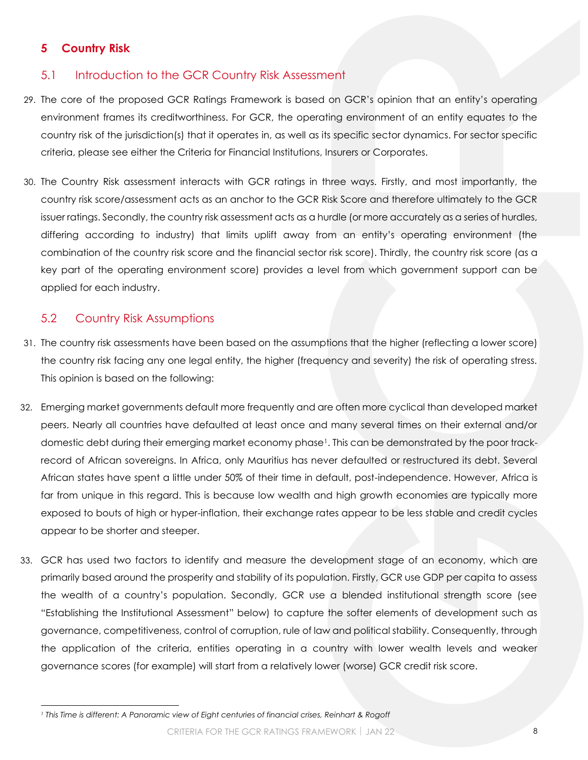# 5 Country Risk

## 5.1 Introduction to the GCR Country Risk Assessment

29. The core of the proposed GCR Ratings Framework is based on GCR's opinion that an entity's operating environment frames its creditworthiness. For GCR, the operating environment of an entity equates to the country risk of the jurisdiction(s) that it operates in, as well as its specific sector dynamics. For sector specific criteria, please see either the Criteria for Financial Institutions, Insurers or Corporates.

30. The Country Risk assessment interacts with GCR ratings in three ways. Firstly, and most importantly, the country risk score/assessment acts as an anchor to the GCR Risk Score and therefore ultimately to the GCR issuer ratings. Secondly, the country risk assessment acts as a hurdle (or more accurately as a series of hurdles, differing according to industry) that limits uplift away from an entity's operating environment (the combination of the country risk score and the financial sector risk score). Thirdly, the country risk score (as a key part of the operating environment score) provides a level from which government support can be applied for each industry.

## 5.2 Country Risk Assumptions

31. The country risk assessments have been based on the assumptions that the higher (reflecting a lower score) the country risk facing any one legal entity, the higher (frequency and severity) the risk of operating stress. This opinion is based on the following:

32. Emerging market governments default more frequently and are often more cyclical than developed market peers. Nearly all countries have defaulted at least once and many several times on their external and/or domestic debt during their emerging market economy phase[1]. This can be demonstrated by the poor track-record of African sovereigns. In Africa, only Mauritius has never defaulted or restructured its debt. Several African states have spent a little under 50% of their time in default, post-independence. However, Africa is far from unique in this regard. This is because low wealth and high growth economies are typically more exposed to bouts of high or hyper-inflation, their exchange rates appear to be less stable and credit cycles appear to be shorter and steeper.

33. GCR has used two factors to identify and measure the development stage of an economy, which are primarily based around the prosperity and stability of its population. Firstly, GCR use GDP per capita to assess the wealth of a country's population. Secondly, GCR use a blended institutional strength score (see "Establishing the Institutional Assessment" below) to capture the softer elements of development such as governance, competitiveness, control of corruption, rule of law and political stability. Consequently, through the application of the criteria, entities operating in a country with lower wealth levels and weaker governance scores (for example) will start from a relatively lower (worse) GCR credit risk score.

[1] *This Time is different: A Panoramic view of Eight centuries of financial crises, Reinhart & Rogoff*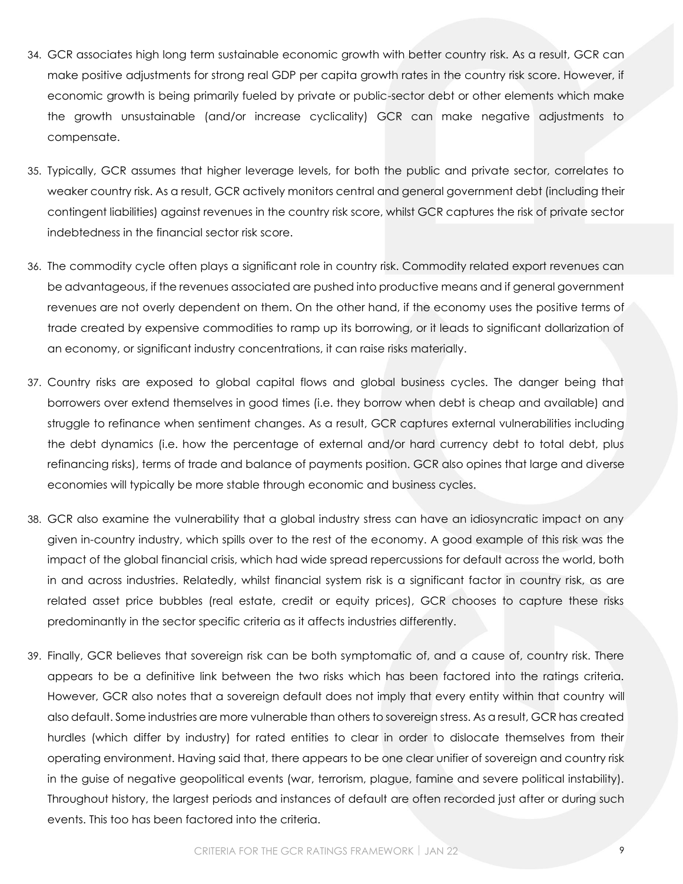34. GCR associates high long term sustainable economic growth with better country risk. As a result, GCR can make positive adjustments for strong real GDP per capita growth rates in the country risk score. However, if economic growth is being primarily fueled by private or public-sector debt or other elements which make the growth unsustainable (and/or increase cyclicality) GCR can make negative adjustments to compensate.

35. Typically, GCR assumes that higher leverage levels, for both the public and private sector, correlates to weaker country risk. As a result, GCR actively monitors central and general government debt (including their contingent liabilities) against revenues in the country risk score, whilst GCR captures the risk of private sector indebtedness in the financial sector risk score.

36. The commodity cycle often plays a significant role in country risk. Commodity related export revenues can be advantageous, if the revenues associated are pushed into productive means and if general government revenues are not overly dependent on them. On the other hand, if the economy uses the positive terms of trade created by expensive commodities to ramp up its borrowing, or it leads to significant dollarization of an economy, or significant industry concentrations, it can raise risks materially.

37. Country risks are exposed to global capital flows and global business cycles. The danger being that borrowers over extend themselves in good times (i.e. they borrow when debt is cheap and available) and struggle to refinance when sentiment changes. As a result, GCR captures external vulnerabilities including the debt dynamics (i.e. how the percentage of external and/or hard currency debt to total debt, plus refinancing risks), terms of trade and balance of payments position. GCR also opines that large and diverse economies will typically be more stable through economic and business cycles.

38. GCR also examine the vulnerability that a global industry stress can have an idiosyncratic impact on any given in-country industry, which spills over to the rest of the economy. A good example of this risk was the impact of the global financial crisis, which had wide spread repercussions for default across the world, both in and across industries. Relatedly, whilst financial system risk is a significant factor in country risk, as are related asset price bubbles (real estate, credit or equity prices), GCR chooses to capture these risks predominantly in the sector specific criteria as it affects industries differently.

39. Finally, GCR believes that sovereign risk can be both symptomatic of, and a cause of, country risk. There appears to be a definitive link between the two risks which has been factored into the ratings criteria. However, GCR also notes that a sovereign default does not imply that every entity within that country will also default. Some industries are more vulnerable than others to sovereign stress. As a result, GCR has created hurdles (which differ by industry) for rated entities to clear in order to dislocate themselves from their operating environment. Having said that, there appears to be one clear unifier of sovereign and country risk in the guise of negative geopolitical events (war, terrorism, plague, famine and severe political instability). Throughout history, the largest periods and instances of default are often recorded just after or during such events. This too has been factored into the criteria.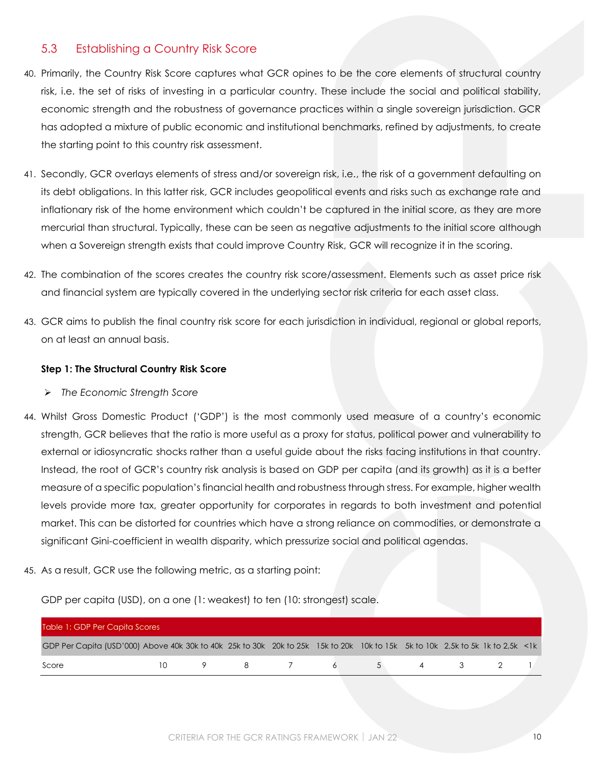## 5.3 Establishing a Country Risk Score

40. Primarily, the Country Risk Score captures what GCR opines to be the core elements of structural country risk, i.e. the set of risks of investing in a particular country. These include the social and political stability, economic strength and the robustness of governance practices within a single sovereign jurisdiction. GCR has adopted a mixture of public economic and institutional benchmarks, refined by adjustments, to create the starting point to this country risk assessment.

41. Secondly, GCR overlays elements of stress and/or sovereign risk, i.e., the risk of a government defaulting on its debt obligations. In this latter risk, GCR includes geopolitical events and risks such as exchange rate and inflationary risk of the home environment which couldn't be captured in the initial score, as they are more mercurial than structural. Typically, these can be seen as negative adjustments to the initial score although when a Sovereign strength exists that could improve Country Risk, GCR will recognize it in the scoring.

42. The combination of the scores creates the country risk score/assessment. Elements such as asset price risk and financial system are typically covered in the underlying sector risk criteria for each asset class.

43. GCR aims to publish the final country risk score for each jurisdiction in individual, regional or global reports, on at least an annual basis.

**Step 1: The Structural Country Risk Score**

- *The Economic Strength Score*

44. Whilst Gross Domestic Product ('GDP') is the most commonly used measure of a country's economic strength, GCR believes that the ratio is more useful as a proxy for status, political power and vulnerability to external or idiosyncratic shocks rather than a useful guide about the risks facing institutions in that country. Instead, the root of GCR's country risk analysis is based on GDP per capita (and its growth) as it is a better measure of a specific population's financial health and robustness through stress. For example, higher wealth levels provide more tax, greater opportunity for corporates in regards to both investment and potential market. This can be distorted for countries which have a strong reliance on commodities, or demonstrate a significant Gini-coefficient in wealth disparity, which pressurize social and political agendas.

45. As a result, GCR use the following metric, as a starting point:

GDP per capita (USD), on a one (1: weakest) to ten (10: strongest) scale.

Table 1: GDP Per Capita Scores

| GDP Per Capita (USD'000) | Above 40k | 30k to 40k | 25k to 30k | 20k to 25k | 15k to 20k | 10k to 15k | 5k to 10k | 2,5k to 5k | 1k to 2,5k | <1k |
|---|---|---|---|---|---|---|---|---|---|---|
| Score | 10 | 9 | 8 | 7 | 6 | 5 | 4 | 3 | 2 | 1 |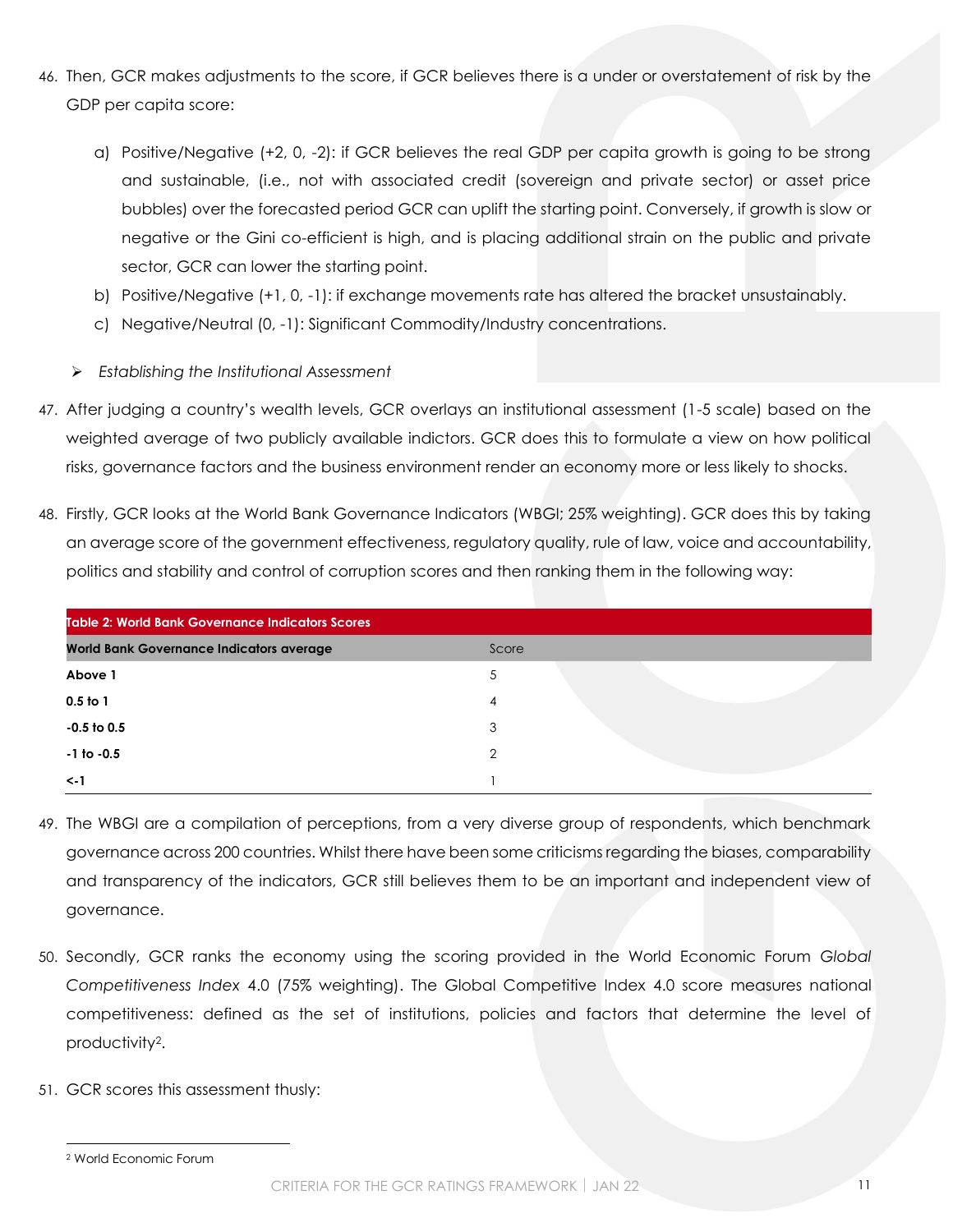46. Then, GCR makes adjustments to the score, if GCR believes there is a under or overstatement of risk by the GDP per capita score:

    a) Positive/Negative (+2, 0, -2): if GCR believes the real GDP per capita growth is going to be strong and sustainable, (i.e., not with associated credit (sovereign and private sector) or asset price bubbles) over the forecasted period GCR can uplift the starting point. Conversely, if growth is slow or negative or the Gini co-efficient is high, and is placing additional strain on the public and private sector, GCR can lower the starting point.
    b) Positive/Negative (+1, 0, -1): if exchange movements rate has altered the bracket unsustainably.
    c) Negative/Neutral (0, -1): Significant Commodity/Industry concentrations.

- *Establishing the Institutional Assessment*

47. After judging a country's wealth levels, GCR overlays an institutional assessment (1-5 scale) based on the weighted average of two publicly available indictors. GCR does this to formulate a view on how political risks, governance factors and the business environment render an economy more or less likely to shocks.

48. Firstly, GCR looks at the World Bank Governance Indicators (WBGI; 25% weighting). GCR does this by taking an average score of the government effectiveness, regulatory quality, rule of law, voice and accountability, politics and stability and control of corruption scores and then ranking them in the following way:

**Table 2: World Bank Governance Indicators Scores**

| World Bank Governance Indicators average | Score |
|---|---|
| **Above 1** | 5 |
| **0.5 to 1** | 4 |
| **-0.5 to 0.5** | 3 |
| **-1 to -0.5** | 2 |
| **<-1** | 1 |

49. The WBGI are a compilation of perceptions, from a very diverse group of respondents, which benchmark governance across 200 countries. Whilst there have been some criticisms regarding the biases, comparability and transparency of the indicators, GCR still believes them to be an important and independent view of governance.

50. Secondly, GCR ranks the economy using the scoring provided in the World Economic Forum *Global Competitiveness Index* 4.0 (75% weighting). The Global Competitive Index 4.0 score measures national competitiveness: defined as the set of institutions, policies and factors that determine the level of productivity[2].

51. GCR scores this assessment thusly:

[2] World Economic Forum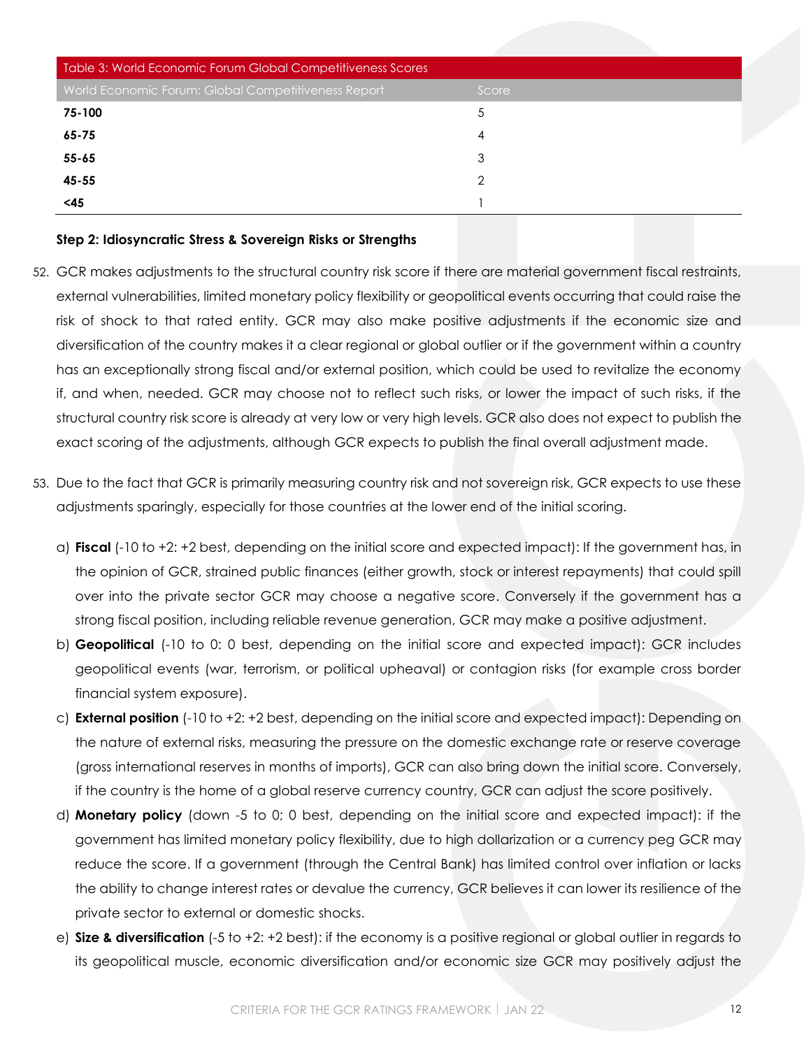| Table 3: World Economic Forum Global Competitiveness Scores | |
|---|---|
| World Economic Forum: Global Competitiveness Report | Score |
| **75-100** | 5 |
| **65-75** | 4 |
| **55-65** | 3 |
| **45-55** | 2 |
| **<45** | 1 |

**Step 2: Idiosyncratic Stress & Sovereign Risks or Strengths**

52. GCR makes adjustments to the structural country risk score if there are material government fiscal restraints, external vulnerabilities, limited monetary policy flexibility or geopolitical events occurring that could raise the risk of shock to that rated entity. GCR may also make positive adjustments if the economic size and diversification of the country makes it a clear regional or global outlier or if the government within a country has an exceptionally strong fiscal and/or external position, which could be used to revitalize the economy if, and when, needed. GCR may choose not to reflect such risks, or lower the impact of such risks, if the structural country risk score is already at very low or very high levels. GCR also does not expect to publish the exact scoring of the adjustments, although GCR expects to publish the final overall adjustment made.

53. Due to the fact that GCR is primarily measuring country risk and not sovereign risk, GCR expects to use these adjustments sparingly, especially for those countries at the lower end of the initial scoring.

   a) **Fiscal** (-10 to +2: +2 best, depending on the initial score and expected impact): If the government has, in the opinion of GCR, strained public finances (either growth, stock or interest repayments) that could spill over into the private sector GCR may choose a negative score. Conversely if the government has a strong fiscal position, including reliable revenue generation, GCR may make a positive adjustment.
   b) **Geopolitical** (-10 to 0: 0 best, depending on the initial score and expected impact): GCR includes geopolitical events (war, terrorism, or political upheaval) or contagion risks (for example cross border financial system exposure).
   c) **External position** (-10 to +2: +2 best, depending on the initial score and expected impact): Depending on the nature of external risks, measuring the pressure on the domestic exchange rate or reserve coverage (gross international reserves in months of imports), GCR can also bring down the initial score. Conversely, if the country is the home of a global reserve currency country, GCR can adjust the score positively.
   d) **Monetary policy** (down -5 to 0; 0 best, depending on the initial score and expected impact): if the government has limited monetary policy flexibility, due to high dollarization or a currency peg GCR may reduce the score. If a government (through the Central Bank) has limited control over inflation or lacks the ability to change interest rates or devalue the currency, GCR believes it can lower its resilience of the private sector to external or domestic shocks.
   e) **Size & diversification** (-5 to +2: +2 best): if the economy is a positive regional or global outlier in regards to its geopolitical muscle, economic diversification and/or economic size GCR may positively adjust the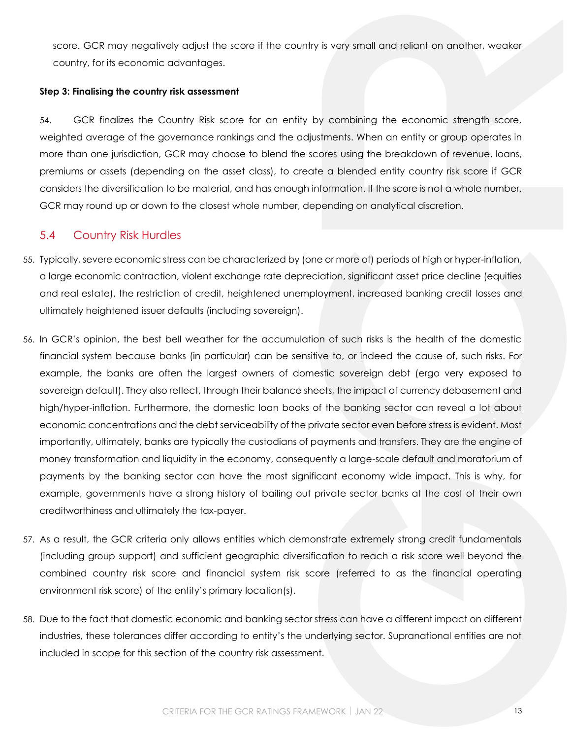score. GCR may negatively adjust the score if the country is very small and reliant on another, weaker country, for its economic advantages.

**Step 3: Finalising the country risk assessment**

54. GCR finalizes the Country Risk score for an entity by combining the economic strength score, weighted average of the governance rankings and the adjustments. When an entity or group operates in more than one jurisdiction, GCR may choose to blend the scores using the breakdown of revenue, loans, premiums or assets (depending on the asset class), to create a blended entity country risk score if GCR considers the diversification to be material, and has enough information. If the score is not a whole number, GCR may round up or down to the closest whole number, depending on analytical discretion.

## 5.4 Country Risk Hurdles

55. Typically, severe economic stress can be characterized by (one or more of) periods of high or hyper-inflation, a large economic contraction, violent exchange rate depreciation, significant asset price decline (equities and real estate), the restriction of credit, heightened unemployment, increased banking credit losses and ultimately heightened issuer defaults (including sovereign).

56. In GCR's opinion, the best bell weather for the accumulation of such risks is the health of the domestic financial system because banks (in particular) can be sensitive to, or indeed the cause of, such risks. For example, the banks are often the largest owners of domestic sovereign debt (ergo very exposed to sovereign default). They also reflect, through their balance sheets, the impact of currency debasement and high/hyper-inflation. Furthermore, the domestic loan books of the banking sector can reveal a lot about economic concentrations and the debt serviceability of the private sector even before stress is evident. Most importantly, ultimately, banks are typically the custodians of payments and transfers. They are the engine of money transformation and liquidity in the economy, consequently a large-scale default and moratorium of payments by the banking sector can have the most significant economy wide impact. This is why, for example, governments have a strong history of bailing out private sector banks at the cost of their own creditworthiness and ultimately the tax-payer.

57. As a result, the GCR criteria only allows entities which demonstrate extremely strong credit fundamentals (including group support) and sufficient geographic diversification to reach a risk score well beyond the combined country risk score and financial system risk score (referred to as the financial operating environment risk score) of the entity's primary location(s).

58. Due to the fact that domestic economic and banking sector stress can have a different impact on different industries, these tolerances differ according to entity's the underlying sector. Supranational entities are not included in scope for this section of the country risk assessment.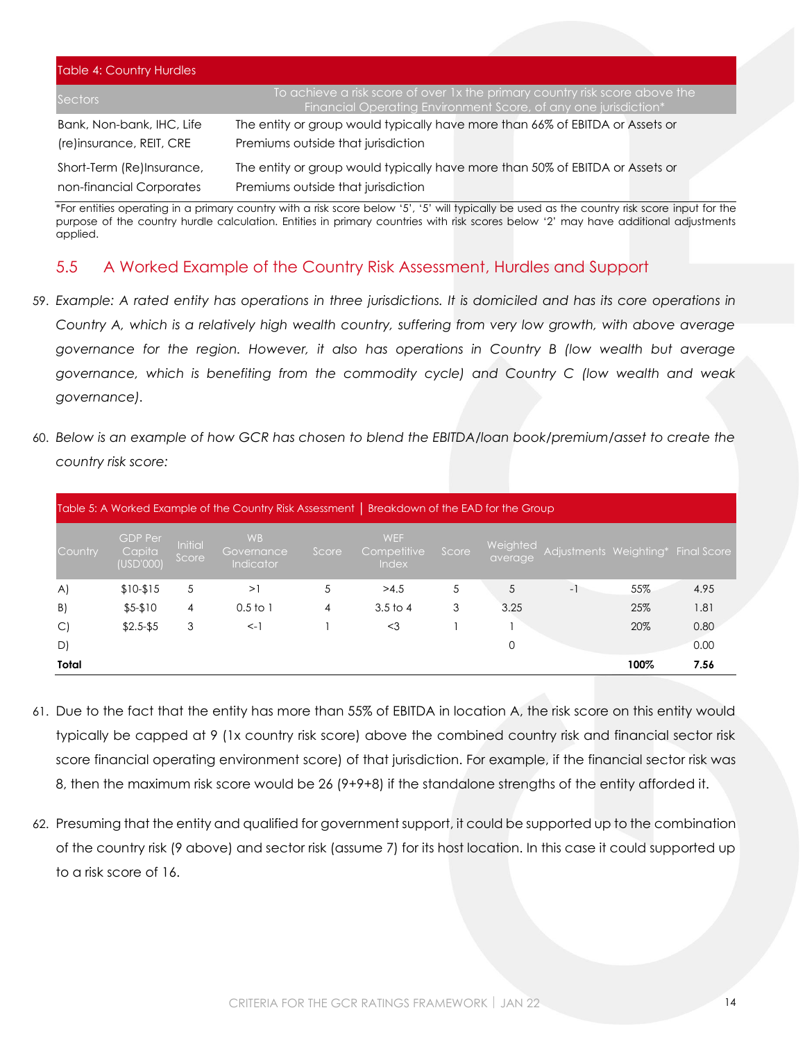| Table 4: Country Hurdles | |
|---|---|
| Sectors | To achieve a risk score of over 1x the primary country risk score above the Financial Operating Environment Score, of any one jurisdiction* |
| Bank, Non-bank, IHC, Life (re)insurance, REIT, CRE | The entity or group would typically have more than 66% of EBITDA or Assets or Premiums outside that jurisdiction |
| Short-Term (Re)Insurance, non-financial Corporates | The entity or group would typically have more than 50% of EBITDA or Assets or Premiums outside that jurisdiction |

*For entities operating in a primary country with a risk score below '5', '5' will typically be used as the country risk score input for the purpose of the country hurdle calculation. Entities in primary countries with risk scores below '2' may have additional adjustments applied.

## 5.5 A Worked Example of the Country Risk Assessment, Hurdles and Support

59. *Example: A rated entity has operations in three jurisdictions. It is domiciled and has its core operations in Country A, which is a relatively high wealth country, suffering from very low growth, with above average governance for the region. However, it also has operations in Country B (low wealth but average governance, which is benefiting from the commodity cycle) and Country C (low wealth and weak governance).*

60. *Below is an example of how GCR has chosen to blend the EBITDA/loan book/premium/asset to create the country risk score:*

| Table 5: A Worked Example of the Country Risk Assessment \| Breakdown of the EAD for the Group | | | | | | | | | | |
|---|---|---|---|---|---|---|---|---|---|---|
| Country | GDP Per Capita (USD'000) | Initial Score | WB Governance Indicator | Score | WEF Competitive Index | Score | Weighted average | Adjustments | Weighting* | Final Score |
| A) | $10-$15 | 5 | >1 | 5 | >4.5 | 5 | 5 | -1 | 55% | 4.95 |
| B) | $5-$10 | 4 | 0.5 to 1 | 4 | 3.5 to 4 | 3 | 3.25 | | 25% | 1.81 |
| C) | $2.5-$5 | 3 | <-1 | 1 | <3 | 1 | 1 | | 20% | 0.80 |
| D) | | | | | | | 0 | | | 0.00 |
| **Total** | | | | | | | | | **100%** | **7.56** |

61. Due to the fact that the entity has more than 55% of EBITDA in location A, the risk score on this entity would typically be capped at 9 (1x country risk score) above the combined country risk and financial sector risk score financial operating environment score) of that jurisdiction. For example, if the financial sector risk was 8, then the maximum risk score would be 26 (9+9+8) if the standalone strengths of the entity afforded it.

62. Presuming that the entity and qualified for government support, it could be supported up to the combination of the country risk (9 above) and sector risk (assume 7) for its host location. In this case it could supported up to a risk score of 16.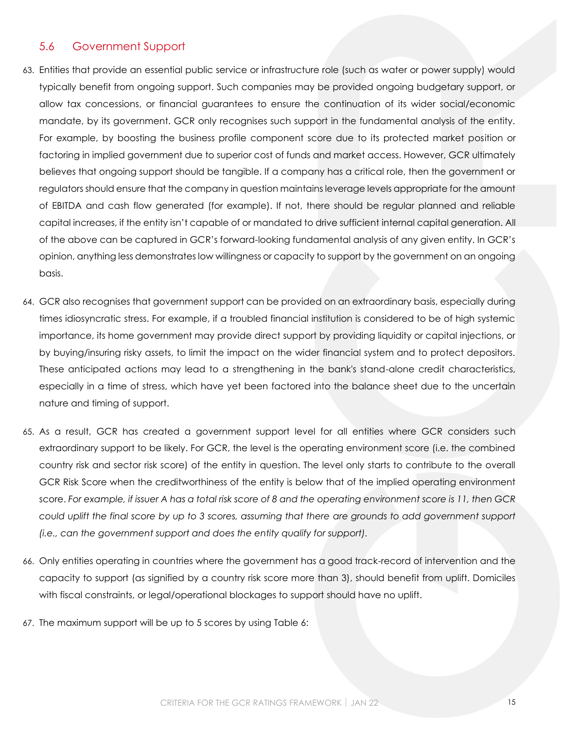## 5.6 Government Support

63. Entities that provide an essential public service or infrastructure role (such as water or power supply) would typically benefit from ongoing support. Such companies may be provided ongoing budgetary support, or allow tax concessions, or financial guarantees to ensure the continuation of its wider social/economic mandate, by its government. GCR only recognises such support in the fundamental analysis of the entity. For example, by boosting the business profile component score due to its protected market position or factoring in implied government due to superior cost of funds and market access. However, GCR ultimately believes that ongoing support should be tangible. If a company has a critical role, then the government or regulators should ensure that the company in question maintains leverage levels appropriate for the amount of EBITDA and cash flow generated (for example). If not, there should be regular planned and reliable capital increases, if the entity isn't capable of or mandated to drive sufficient internal capital generation. All of the above can be captured in GCR's forward-looking fundamental analysis of any given entity. In GCR's opinion, anything less demonstrates low willingness or capacity to support by the government on an ongoing basis.

64. GCR also recognises that government support can be provided on an extraordinary basis, especially during times idiosyncratic stress. For example, if a troubled financial institution is considered to be of high systemic importance, its home government may provide direct support by providing liquidity or capital injections, or by buying/insuring risky assets, to limit the impact on the wider financial system and to protect depositors. These anticipated actions may lead to a strengthening in the bank's stand-alone credit characteristics, especially in a time of stress, which have yet been factored into the balance sheet due to the uncertain nature and timing of support.

65. As a result, GCR has created a government support level for all entities where GCR considers such extraordinary support to be likely. For GCR, the level is the operating environment score (i.e. the combined country risk and sector risk score) of the entity in question. The level only starts to contribute to the overall GCR Risk Score when the creditworthiness of the entity is below that of the implied operating environment score. *For example, if issuer A has a total risk score of 8 and the operating environment score is 11, then GCR could uplift the final score by up to 3 scores, assuming that there are grounds to add government support (i.e., can the government support and does the entity qualify for support).*

66. Only entities operating in countries where the government has a good track-record of intervention and the capacity to support (as signified by a country risk score more than 3), should benefit from uplift. Domiciles with fiscal constraints, or legal/operational blockages to support should have no uplift.

67. The maximum support will be up to 5 scores by using Table 6: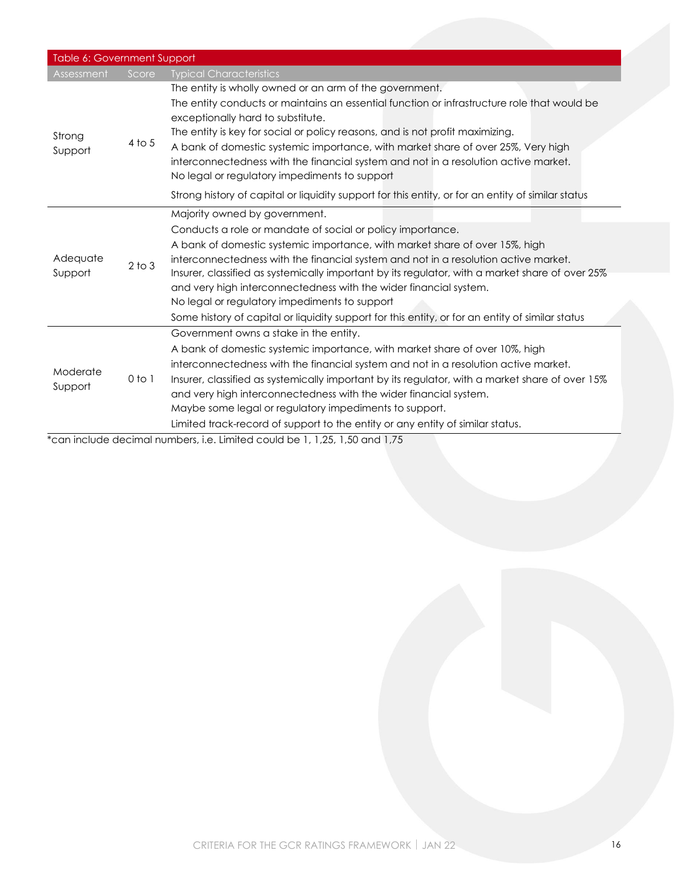Table 6: Government Support

| Assessment | Score | Typical Characteristics |
|---|---|---|
| Strong Support | 4 to 5 | The entity is wholly owned or an arm of the government.<br>The entity conducts or maintains an essential function or infrastructure role that would be exceptionally hard to substitute.<br>The entity is key for social or policy reasons, and is not profit maximizing.<br>A bank of domestic systemic importance, with market share of over 25%, Very high interconnectedness with the financial system and not in a resolution active market.<br>No legal or regulatory impediments to support<br>Strong history of capital or liquidity support for this entity, or for an entity of similar status |
| Adequate Support | 2 to 3 | Majority owned by government.<br>Conducts a role or mandate of social or policy importance.<br>A bank of domestic systemic importance, with market share of over 15%, high interconnectedness with the financial system and not in a resolution active market.<br>Insurer, classified as systemically important by its regulator, with a market share of over 25% and very high interconnectedness with the wider financial system.<br>No legal or regulatory impediments to support<br>Some history of capital or liquidity support for this entity, or for an entity of similar status |
| Moderate Support | 0 to 1 | Government owns a stake in the entity.<br>A bank of domestic systemic importance, with market share of over 10%, high interconnectedness with the financial system and not in a resolution active market.<br>Insurer, classified as systemically important by its regulator, with a market share of over 15% and very high interconnectedness with the wider financial system.<br>Maybe some legal or regulatory impediments to support.<br>Limited track-record of support to the entity or any entity of similar status. |

*can include decimal numbers, i.e. Limited could be 1, 1,25, 1,50 and 1,75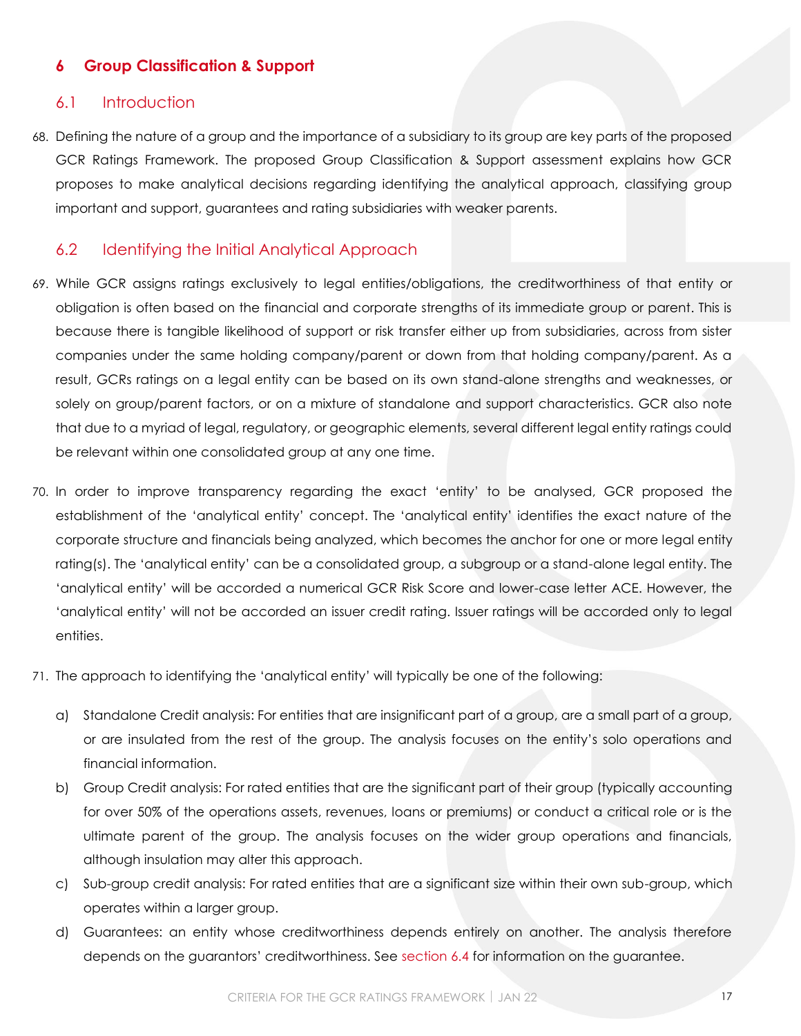## 6 Group Classification & Support

### 6.1 Introduction

68. Defining the nature of a group and the importance of a subsidiary to its group are key parts of the proposed GCR Ratings Framework. The proposed Group Classification & Support assessment explains how GCR proposes to make analytical decisions regarding identifying the analytical approach, classifying group important and support, guarantees and rating subsidiaries with weaker parents.

### 6.2 Identifying the Initial Analytical Approach

69. While GCR assigns ratings exclusively to legal entities/obligations, the creditworthiness of that entity or obligation is often based on the financial and corporate strengths of its immediate group or parent. This is because there is tangible likelihood of support or risk transfer either up from subsidiaries, across from sister companies under the same holding company/parent or down from that holding company/parent. As a result, GCRs ratings on a legal entity can be based on its own stand-alone strengths and weaknesses, or solely on group/parent factors, or on a mixture of standalone and support characteristics. GCR also note that due to a myriad of legal, regulatory, or geographic elements, several different legal entity ratings could be relevant within one consolidated group at any one time.

70. In order to improve transparency regarding the exact 'entity' to be analysed, GCR proposed the establishment of the 'analytical entity' concept. The 'analytical entity' identifies the exact nature of the corporate structure and financials being analyzed, which becomes the anchor for one or more legal entity rating(s). The 'analytical entity' can be a consolidated group, a subgroup or a stand-alone legal entity. The 'analytical entity' will be accorded a numerical GCR Risk Score and lower-case letter ACE. However, the 'analytical entity' will not be accorded an issuer credit rating. Issuer ratings will be accorded only to legal entities.

71. The approach to identifying the 'analytical entity' will typically be one of the following:

    a) Standalone Credit analysis: For entities that are insignificant part of a group, are a small part of a group, or are insulated from the rest of the group. The analysis focuses on the entity's solo operations and financial information.

    b) Group Credit analysis: For rated entities that are the significant part of their group (typically accounting for over 50% of the operations assets, revenues, loans or premiums) or conduct a critical role or is the ultimate parent of the group. The analysis focuses on the wider group operations and financials, although insulation may alter this approach.

    c) Sub-group credit analysis: For rated entities that are a significant size within their own sub-group, which operates within a larger group.

    d) Guarantees: an entity whose creditworthiness depends entirely on another. The analysis therefore depends on the guarantors' creditworthiness. See section 6.4 for information on the guarantee.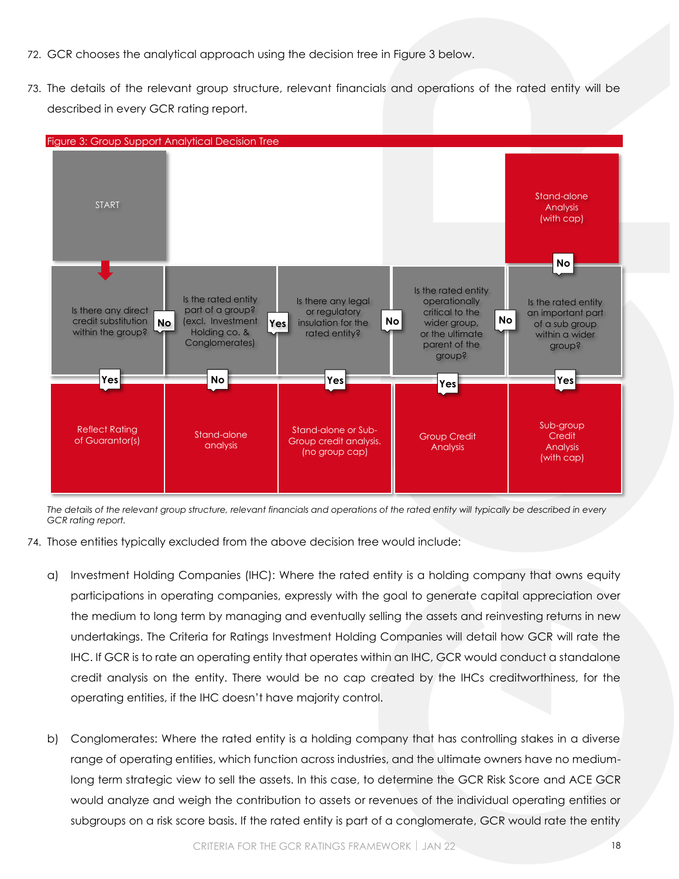72. GCR chooses the analytical approach using the decision tree in Figure 3 below.

73. The details of the relevant group structure, relevant financials and operations of the rated entity will be described in every GCR rating report.

Figure 3: Group Support Analytical Decision Tree

| Step | Question | Yes | No |
|---|---|---|---|
| START | Is there any direct credit substitution within the group? | Reflect Rating of Guarantor(s) | Go to next question |
| 2 | Is the rated entity part of a group? (excl. Investment Holding co. & Conglomerates) | Go to next question | Stand-alone analysis |
| 3 | Is there any legal or regulatory insulation for the rated entity? | Stand-alone or Sub-Group credit analysis. (no group cap) | Go to next question |
| 4 | Is the rated entity operationally critical to the wider group, or the ultimate parent of the group? | Group Credit Analysis | Go to next question |
| 5 | Is the rated entity an important part of a sub group within a wider group? | Sub-group Credit Analysis (with cap) | Stand-alone Analysis (with cap) |

*The details of the relevant group structure, relevant financials and operations of the rated entity will typically be described in every GCR rating report.*

74. Those entities typically excluded from the above decision tree would include:

   a) Investment Holding Companies (IHC): Where the rated entity is a holding company that owns equity participations in operating companies, expressly with the goal to generate capital appreciation over the medium to long term by managing and eventually selling the assets and reinvesting returns in new undertakings. The Criteria for Ratings Investment Holding Companies will detail how GCR will rate the IHC. If GCR is to rate an operating entity that operates within an IHC, GCR would conduct a standalone credit analysis on the entity. There would be no cap created by the IHCs creditworthiness, for the operating entities, if the IHC doesn't have majority control.

   b) Conglomerates: Where the rated entity is a holding company that has controlling stakes in a diverse range of operating entities, which function across industries, and the ultimate owners have no medium-long term strategic view to sell the assets. In this case, to determine the GCR Risk Score and ACE GCR would analyze and weigh the contribution to assets or revenues of the individual operating entities or subgroups on a risk score basis. If the rated entity is part of a conglomerate, GCR would rate the entity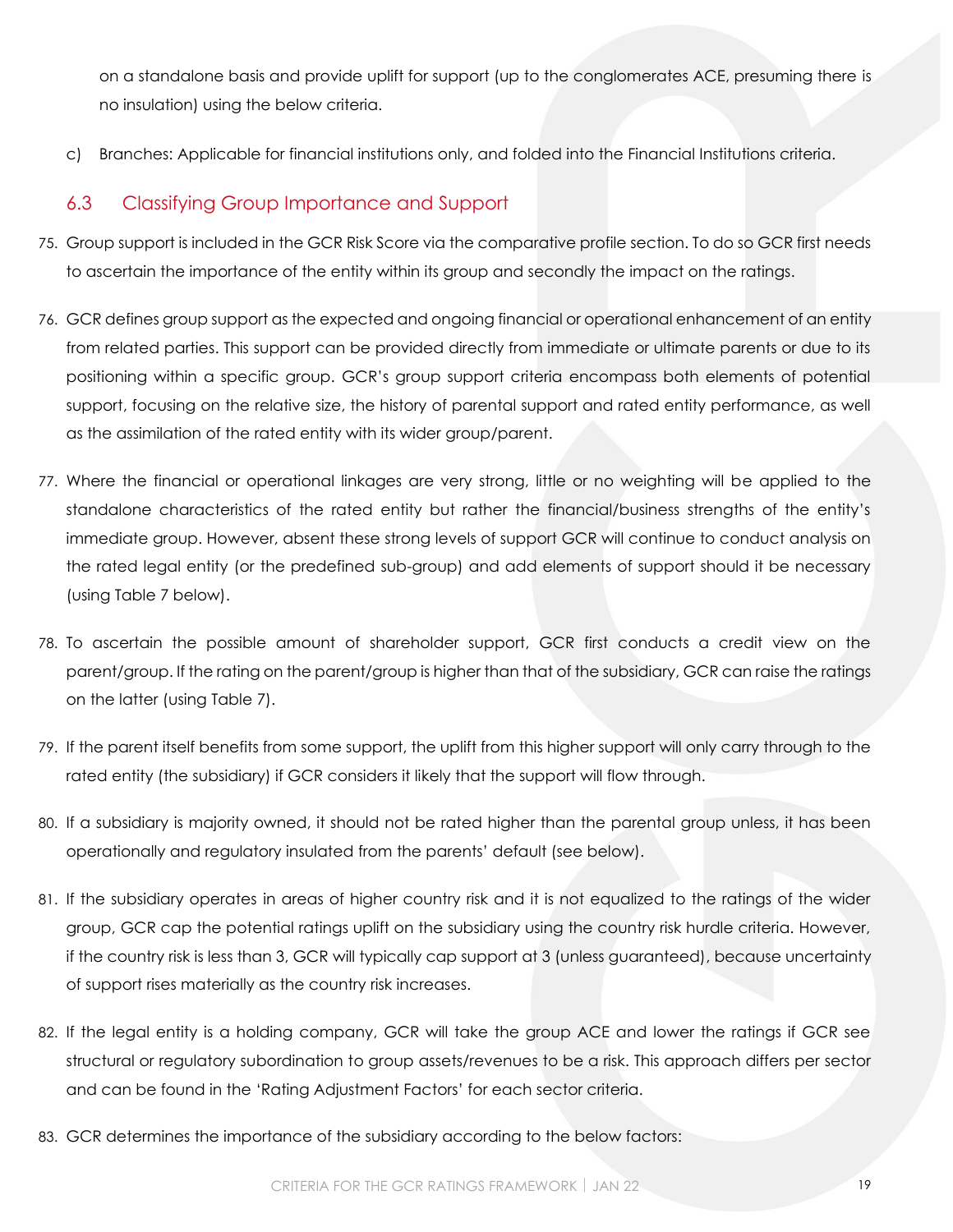on a standalone basis and provide uplift for support (up to the conglomerates ACE, presuming there is no insulation) using the below criteria.

c) Branches: Applicable for financial institutions only, and folded into the Financial Institutions criteria.

## 6.3 Classifying Group Importance and Support

75. Group support is included in the GCR Risk Score via the comparative profile section. To do so GCR first needs to ascertain the importance of the entity within its group and secondly the impact on the ratings.

76. GCR defines group support as the expected and ongoing financial or operational enhancement of an entity from related parties. This support can be provided directly from immediate or ultimate parents or due to its positioning within a specific group. GCR's group support criteria encompass both elements of potential support, focusing on the relative size, the history of parental support and rated entity performance, as well as the assimilation of the rated entity with its wider group/parent.

77. Where the financial or operational linkages are very strong, little or no weighting will be applied to the standalone characteristics of the rated entity but rather the financial/business strengths of the entity's immediate group. However, absent these strong levels of support GCR will continue to conduct analysis on the rated legal entity (or the predefined sub-group) and add elements of support should it be necessary (using Table 7 below).

78. To ascertain the possible amount of shareholder support, GCR first conducts a credit view on the parent/group. If the rating on the parent/group is higher than that of the subsidiary, GCR can raise the ratings on the latter (using Table 7).

79. If the parent itself benefits from some support, the uplift from this higher support will only carry through to the rated entity (the subsidiary) if GCR considers it likely that the support will flow through.

80. If a subsidiary is majority owned, it should not be rated higher than the parental group unless, it has been operationally and regulatory insulated from the parents' default (see below).

81. If the subsidiary operates in areas of higher country risk and it is not equalized to the ratings of the wider group, GCR cap the potential ratings uplift on the subsidiary using the country risk hurdle criteria. However, if the country risk is less than 3, GCR will typically cap support at 3 (unless guaranteed), because uncertainty of support rises materially as the country risk increases.

82. If the legal entity is a holding company, GCR will take the group ACE and lower the ratings if GCR see structural or regulatory subordination to group assets/revenues to be a risk. This approach differs per sector and can be found in the 'Rating Adjustment Factors' for each sector criteria.

83. GCR determines the importance of the subsidiary according to the below factors: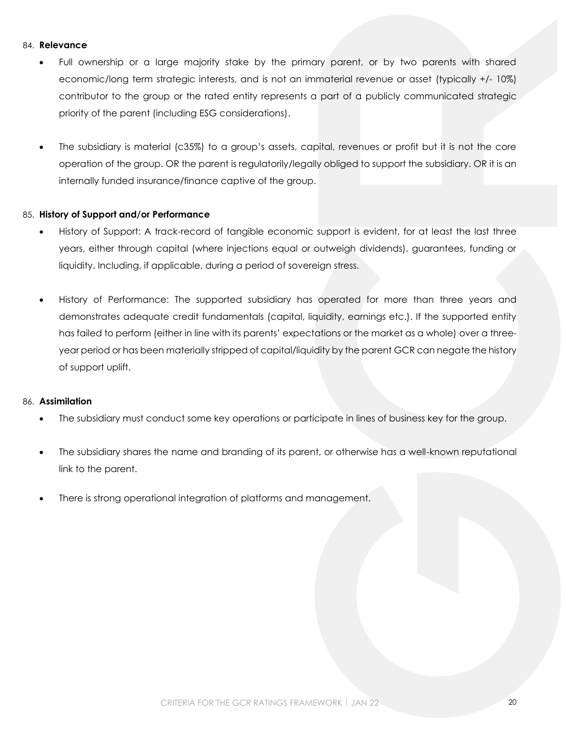84. **Relevance**

- Full ownership or a large majority stake by the primary parent, or by two parents with shared economic/long term strategic interests, and is not an immaterial revenue or asset (typically +/- 10%) contributor to the group or the rated entity represents a part of a publicly communicated strategic priority of the parent (including ESG considerations).

- The subsidiary is material (c35%) to a group's assets, capital, revenues or profit but it is not the core operation of the group. OR the parent is regulatorily/legally obliged to support the subsidiary. OR it is an internally funded insurance/finance captive of the group.

85. **History of Support and/or Performance**

- History of Support: A track-record of tangible economic support is evident, for at least the last three years, either through capital (where injections equal or outweigh dividends), guarantees, funding or liquidity. Including, if applicable, during a period of sovereign stress.

- History of Performance: The supported subsidiary has operated for more than three years and demonstrates adequate credit fundamentals (capital, liquidity, earnings etc.). If the supported entity has failed to perform (either in line with its parents' expectations or the market as a whole) over a three-year period or has been materially stripped of capital/liquidity by the parent GCR can negate the history of support uplift.

86. **Assimilation**

- The subsidiary must conduct some key operations or participate in lines of business key for the group.

- The subsidiary shares the name and branding of its parent, or otherwise has a well-known reputational link to the parent.

- There is strong operational integration of platforms and management.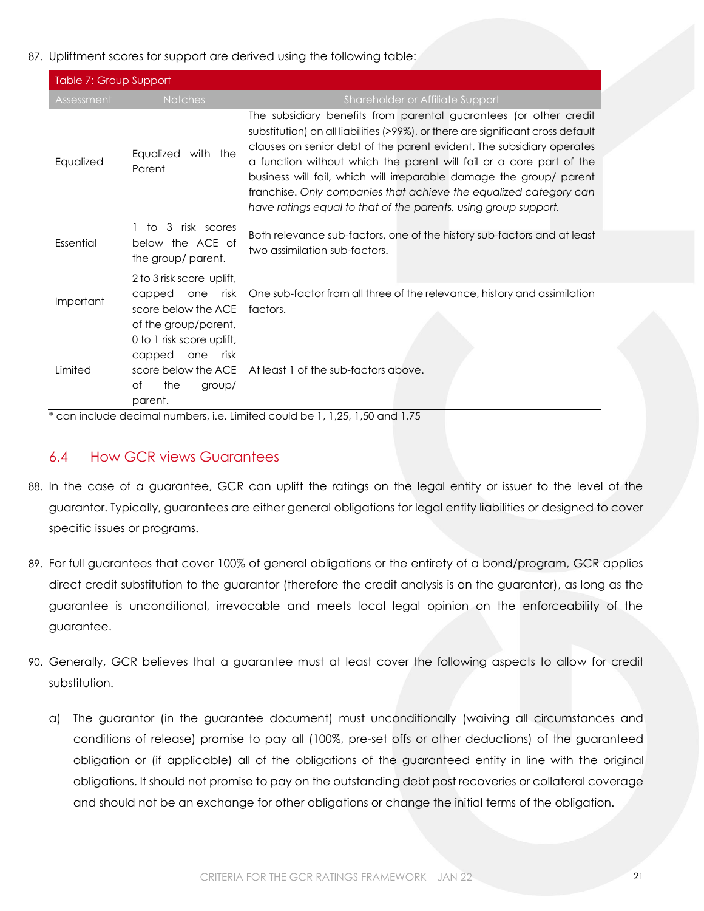87. Upliftment scores for support are derived using the following table:

| Table 7: Group Support | | |
|---|---|---|
| Assessment | Notches | Shareholder or Affiliate Support |
| Equalized | Equalized with the Parent | The subsidiary benefits from parental guarantees (or other credit substitution) on all liabilities (>99%), or there are significant cross default clauses on senior debt of the parent evident. The subsidiary operates a function without which the parent will fail or a core part of the business will fail, which will irreparable damage the group/ parent franchise. *Only companies that achieve the equalized category can have ratings equal to that of the parents, using group support.* |
| Essential | 1 to 3 risk scores below the ACE of the group/ parent. | Both relevance sub-factors, one of the history sub-factors and at least two assimilation sub-factors. |
| Important | 2 to 3 risk score uplift, capped one risk score below the ACE of the group/parent. | One sub-factor from all three of the relevance, history and assimilation factors. |
| Limited | 0 to 1 risk score uplift, capped one risk score below the ACE of the group/ parent. | At least 1 of the sub-factors above. |

* can include decimal numbers, i.e. Limited could be 1, 1,25, 1,50 and 1,75

## 6.4 How GCR views Guarantees

88. In the case of a guarantee, GCR can uplift the ratings on the legal entity or issuer to the level of the guarantor. Typically, guarantees are either general obligations for legal entity liabilities or designed to cover specific issues or programs.

89. For full guarantees that cover 100% of general obligations or the entirety of a bond/program, GCR applies direct credit substitution to the guarantor (therefore the credit analysis is on the guarantor), as long as the guarantee is unconditional, irrevocable and meets local legal opinion on the enforceability of the guarantee.

90. Generally, GCR believes that a guarantee must at least cover the following aspects to allow for credit substitution.

    a) The guarantor (in the guarantee document) must unconditionally (waiving all circumstances and conditions of release) promise to pay all (100%, pre-set offs or other deductions) of the guaranteed obligation or (if applicable) all of the obligations of the guaranteed entity in line with the original obligations. It should not promise to pay on the outstanding debt post recoveries or collateral coverage and should not be an exchange for other obligations or change the initial terms of the obligation.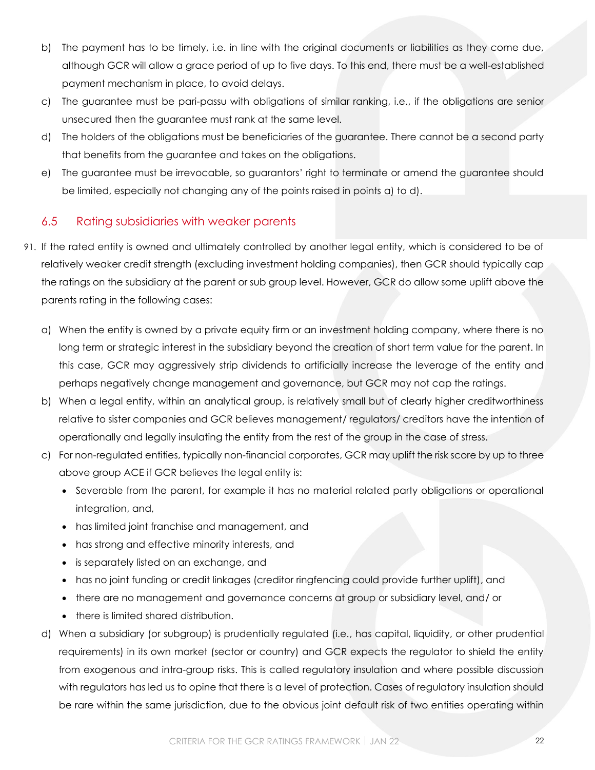b) The payment has to be timely, i.e. in line with the original documents or liabilities as they come due, although GCR will allow a grace period of up to five days. To this end, there must be a well-established payment mechanism in place, to avoid delays.

c) The guarantee must be pari-passu with obligations of similar ranking, i.e., if the obligations are senior unsecured then the guarantee must rank at the same level.

d) The holders of the obligations must be beneficiaries of the guarantee. There cannot be a second party that benefits from the guarantee and takes on the obligations.

e) The guarantee must be irrevocable, so guarantors' right to terminate or amend the guarantee should be limited, especially not changing any of the points raised in points a) to d).

## 6.5 Rating subsidiaries with weaker parents

91. If the rated entity is owned and ultimately controlled by another legal entity, which is considered to be of relatively weaker credit strength (excluding investment holding companies), then GCR should typically cap the ratings on the subsidiary at the parent or sub group level. However, GCR do allow some uplift above the parents rating in the following cases:

   a) When the entity is owned by a private equity firm or an investment holding company, where there is no long term or strategic interest in the subsidiary beyond the creation of short term value for the parent. In this case, GCR may aggressively strip dividends to artificially increase the leverage of the entity and perhaps negatively change management and governance, but GCR may not cap the ratings.

   b) When a legal entity, within an analytical group, is relatively small but of clearly higher creditworthiness relative to sister companies and GCR believes management/ regulators/ creditors have the intention of operationally and legally insulating the entity from the rest of the group in the case of stress.

   c) For non-regulated entities, typically non-financial corporates, GCR may uplift the risk score by up to three above group ACE if GCR believes the legal entity is:
      - Severable from the parent, for example it has no material related party obligations or operational integration, and,
      - has limited joint franchise and management, and
      - has strong and effective minority interests, and
      - is separately listed on an exchange, and
      - has no joint funding or credit linkages (creditor ringfencing could provide further uplift), and
      - there are no management and governance concerns at group or subsidiary level, and/ or
      - there is limited shared distribution.

   d) When a subsidiary (or subgroup) is prudentially regulated (i.e., has capital, liquidity, or other prudential requirements) in its own market (sector or country) and GCR expects the regulator to shield the entity from exogenous and intra-group risks. This is called regulatory insulation and where possible discussion with regulators has led us to opine that there is a level of protection. Cases of regulatory insulation should be rare within the same jurisdiction, due to the obvious joint default risk of two entities operating within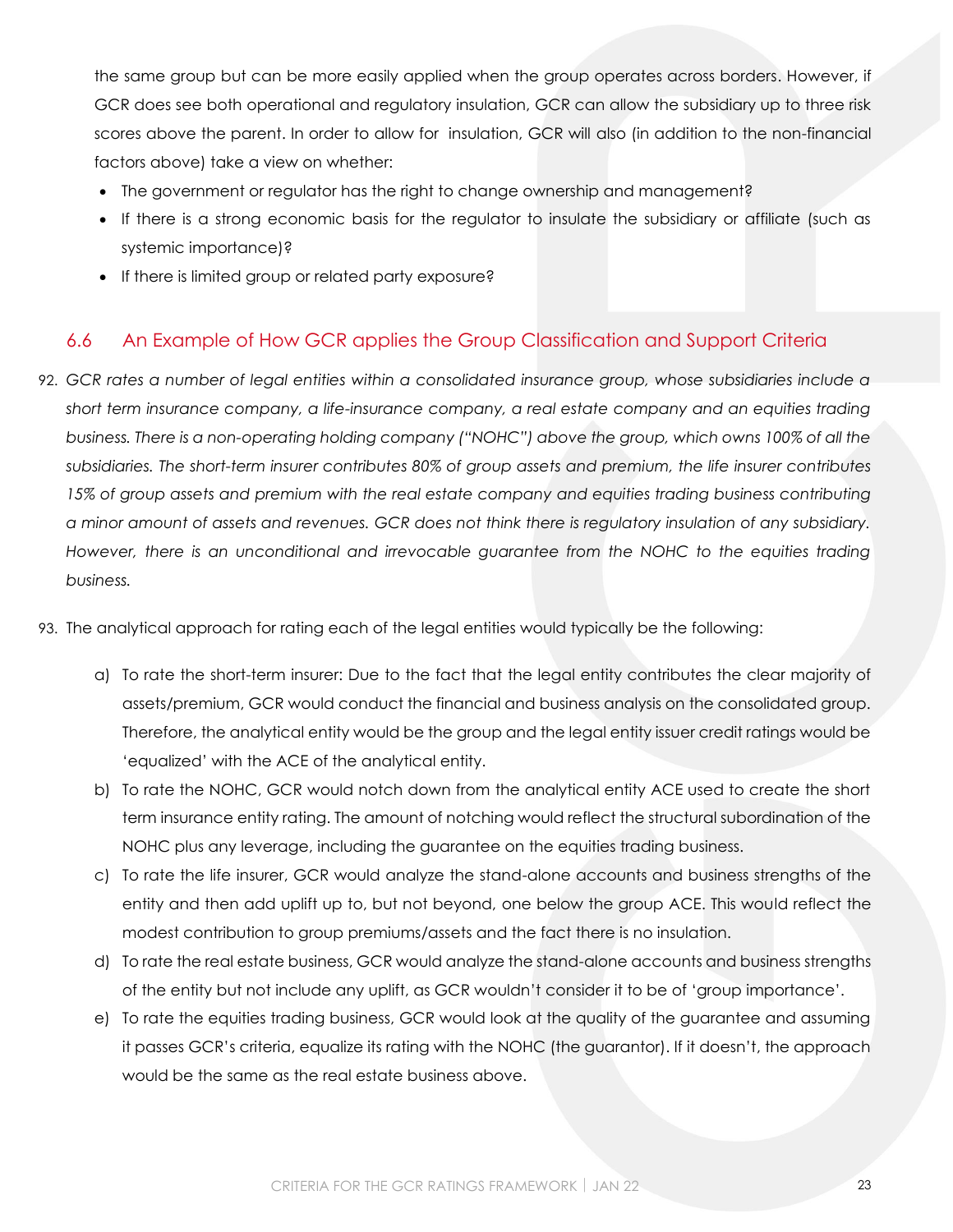the same group but can be more easily applied when the group operates across borders. However, if GCR does see both operational and regulatory insulation, GCR can allow the subsidiary up to three risk scores above the parent. In order to allow for insulation, GCR will also (in addition to the non-financial factors above) take a view on whether:

- The government or regulator has the right to change ownership and management?
- If there is a strong economic basis for the regulator to insulate the subsidiary or affiliate (such as systemic importance)?
- If there is limited group or related party exposure?

## 6.6 An Example of How GCR applies the Group Classification and Support Criteria

92. *GCR rates a number of legal entities within a consolidated insurance group, whose subsidiaries include a short term insurance company, a life-insurance company, a real estate company and an equities trading business. There is a non-operating holding company ("NOHC") above the group, which owns 100% of all the subsidiaries. The short-term insurer contributes 80% of group assets and premium, the life insurer contributes 15% of group assets and premium with the real estate company and equities trading business contributing a minor amount of assets and revenues. GCR does not think there is regulatory insulation of any subsidiary. However, there is an unconditional and irrevocable guarantee from the NOHC to the equities trading business.*

93. The analytical approach for rating each of the legal entities would typically be the following:

    a) To rate the short-term insurer: Due to the fact that the legal entity contributes the clear majority of assets/premium, GCR would conduct the financial and business analysis on the consolidated group. Therefore, the analytical entity would be the group and the legal entity issuer credit ratings would be 'equalized' with the ACE of the analytical entity.
    b) To rate the NOHC, GCR would notch down from the analytical entity ACE used to create the short term insurance entity rating. The amount of notching would reflect the structural subordination of the NOHC plus any leverage, including the guarantee on the equities trading business.
    c) To rate the life insurer, GCR would analyze the stand-alone accounts and business strengths of the entity and then add uplift up to, but not beyond, one below the group ACE. This would reflect the modest contribution to group premiums/assets and the fact there is no insulation.
    d) To rate the real estate business, GCR would analyze the stand-alone accounts and business strengths of the entity but not include any uplift, as GCR wouldn't consider it to be of 'group importance'.
    e) To rate the equities trading business, GCR would look at the quality of the guarantee and assuming it passes GCR's criteria, equalize its rating with the NOHC (the guarantor). If it doesn't, the approach would be the same as the real estate business above.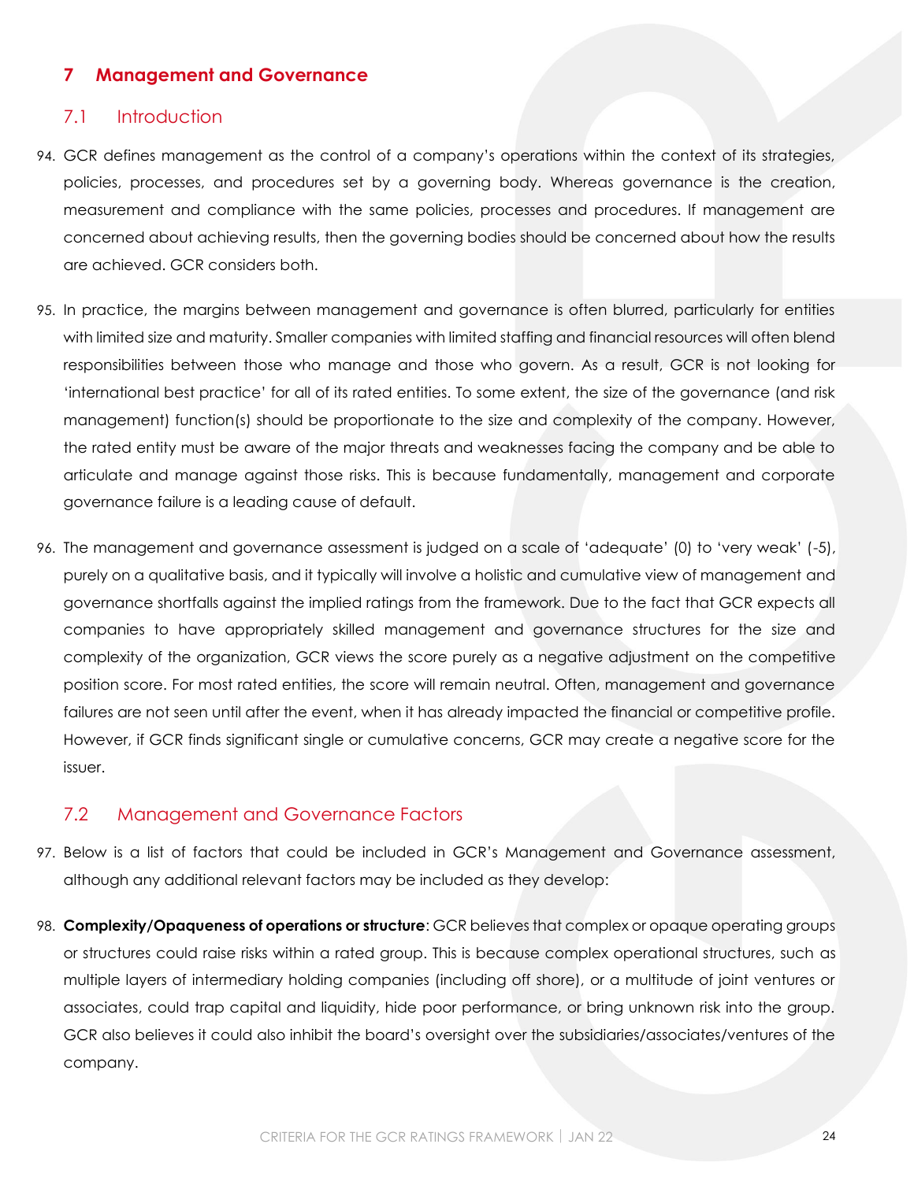## 7 Management and Governance

### 7.1 Introduction

94. GCR defines management as the control of a company's operations within the context of its strategies, policies, processes, and procedures set by a governing body. Whereas governance is the creation, measurement and compliance with the same policies, processes and procedures. If management are concerned about achieving results, then the governing bodies should be concerned about how the results are achieved. GCR considers both.

95. In practice, the margins between management and governance is often blurred, particularly for entities with limited size and maturity. Smaller companies with limited staffing and financial resources will often blend responsibilities between those who manage and those who govern. As a result, GCR is not looking for 'international best practice' for all of its rated entities. To some extent, the size of the governance (and risk management) function(s) should be proportionate to the size and complexity of the company. However, the rated entity must be aware of the major threats and weaknesses facing the company and be able to articulate and manage against those risks. This is because fundamentally, management and corporate governance failure is a leading cause of default.

96. The management and governance assessment is judged on a scale of 'adequate' (0) to 'very weak' (-5), purely on a qualitative basis, and it typically will involve a holistic and cumulative view of management and governance shortfalls against the implied ratings from the framework. Due to the fact that GCR expects all companies to have appropriately skilled management and governance structures for the size and complexity of the organization, GCR views the score purely as a negative adjustment on the competitive position score. For most rated entities, the score will remain neutral. Often, management and governance failures are not seen until after the event, when it has already impacted the financial or competitive profile. However, if GCR finds significant single or cumulative concerns, GCR may create a negative score for the issuer.

### 7.2 Management and Governance Factors

97. Below is a list of factors that could be included in GCR's Management and Governance assessment, although any additional relevant factors may be included as they develop:

98. **Complexity/Opaqueness of operations or structure**: GCR believes that complex or opaque operating groups or structures could raise risks within a rated group. This is because complex operational structures, such as multiple layers of intermediary holding companies (including off shore), or a multitude of joint ventures or associates, could trap capital and liquidity, hide poor performance, or bring unknown risk into the group. GCR also believes it could also inhibit the board's oversight over the subsidiaries/associates/ventures of the company.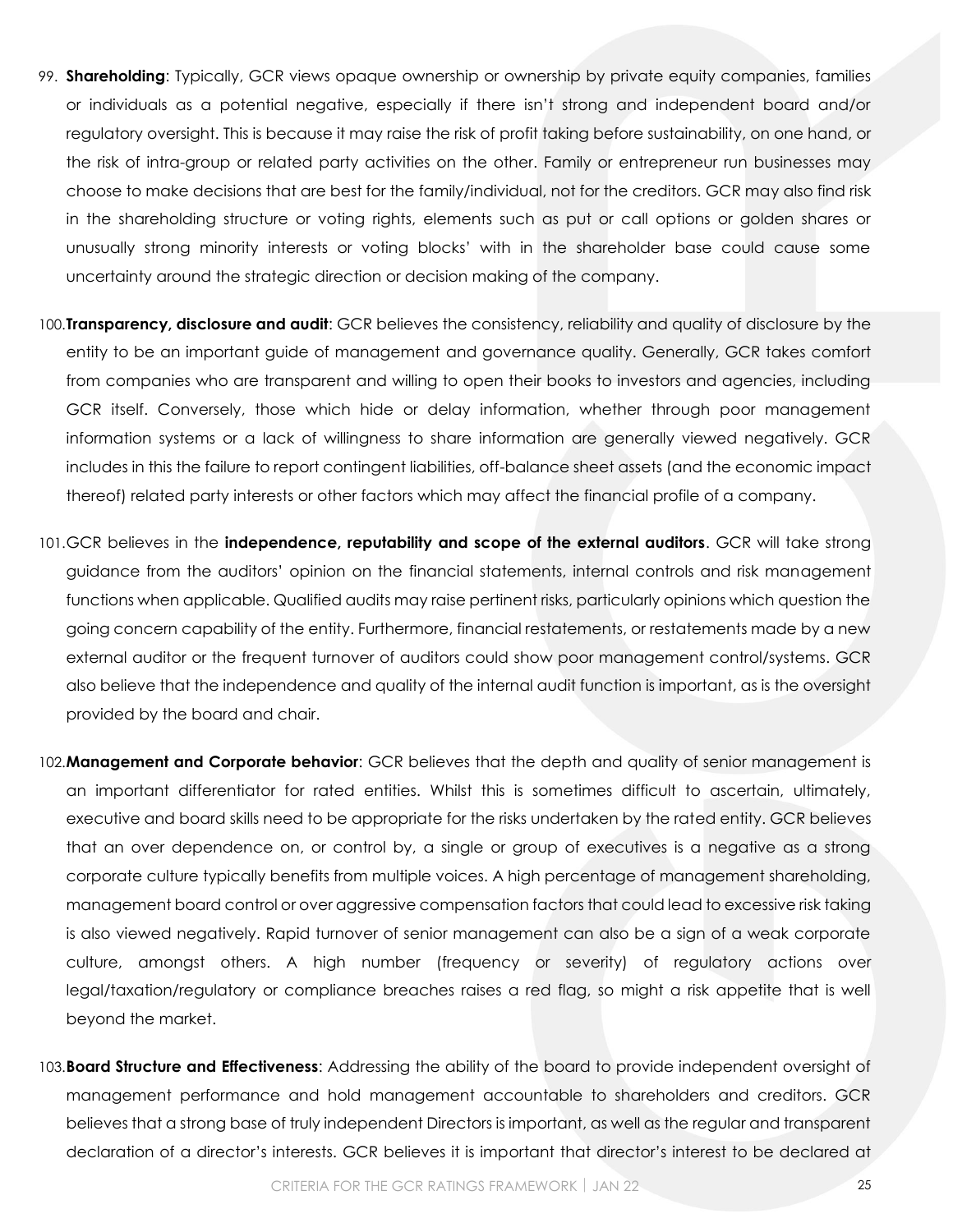99. **Shareholding**: Typically, GCR views opaque ownership or ownership by private equity companies, families or individuals as a potential negative, especially if there isn't strong and independent board and/or regulatory oversight. This is because it may raise the risk of profit taking before sustainability, on one hand, or the risk of intra-group or related party activities on the other. Family or entrepreneur run businesses may choose to make decisions that are best for the family/individual, not for the creditors. GCR may also find risk in the shareholding structure or voting rights, elements such as put or call options or golden shares or unusually strong minority interests or voting blocks' with in the shareholder base could cause some uncertainty around the strategic direction or decision making of the company.

100. **Transparency, disclosure and audit**: GCR believes the consistency, reliability and quality of disclosure by the entity to be an important guide of management and governance quality. Generally, GCR takes comfort from companies who are transparent and willing to open their books to investors and agencies, including GCR itself. Conversely, those which hide or delay information, whether through poor management information systems or a lack of willingness to share information are generally viewed negatively. GCR includes in this the failure to report contingent liabilities, off-balance sheet assets (and the economic impact thereof) related party interests or other factors which may affect the financial profile of a company.

101. GCR believes in the **independence, reputability and scope of the external auditors**. GCR will take strong guidance from the auditors' opinion on the financial statements, internal controls and risk management functions when applicable. Qualified audits may raise pertinent risks, particularly opinions which question the going concern capability of the entity. Furthermore, financial restatements, or restatements made by a new external auditor or the frequent turnover of auditors could show poor management control/systems. GCR also believe that the independence and quality of the internal audit function is important, as is the oversight provided by the board and chair.

102. **Management and Corporate behavior**: GCR believes that the depth and quality of senior management is an important differentiator for rated entities. Whilst this is sometimes difficult to ascertain, ultimately, executive and board skills need to be appropriate for the risks undertaken by the rated entity. GCR believes that an over dependence on, or control by, a single or group of executives is a negative as a strong corporate culture typically benefits from multiple voices. A high percentage of management shareholding, management board control or over aggressive compensation factors that could lead to excessive risk taking is also viewed negatively. Rapid turnover of senior management can also be a sign of a weak corporate culture, amongst others. A high number (frequency or severity) of regulatory actions over legal/taxation/regulatory or compliance breaches raises a red flag, so might a risk appetite that is well beyond the market.

103. **Board Structure and Effectiveness**: Addressing the ability of the board to provide independent oversight of management performance and hold management accountable to shareholders and creditors. GCR believes that a strong base of truly independent Directors is important, as well as the regular and transparent declaration of a director's interests. GCR believes it is important that director's interest to be declared at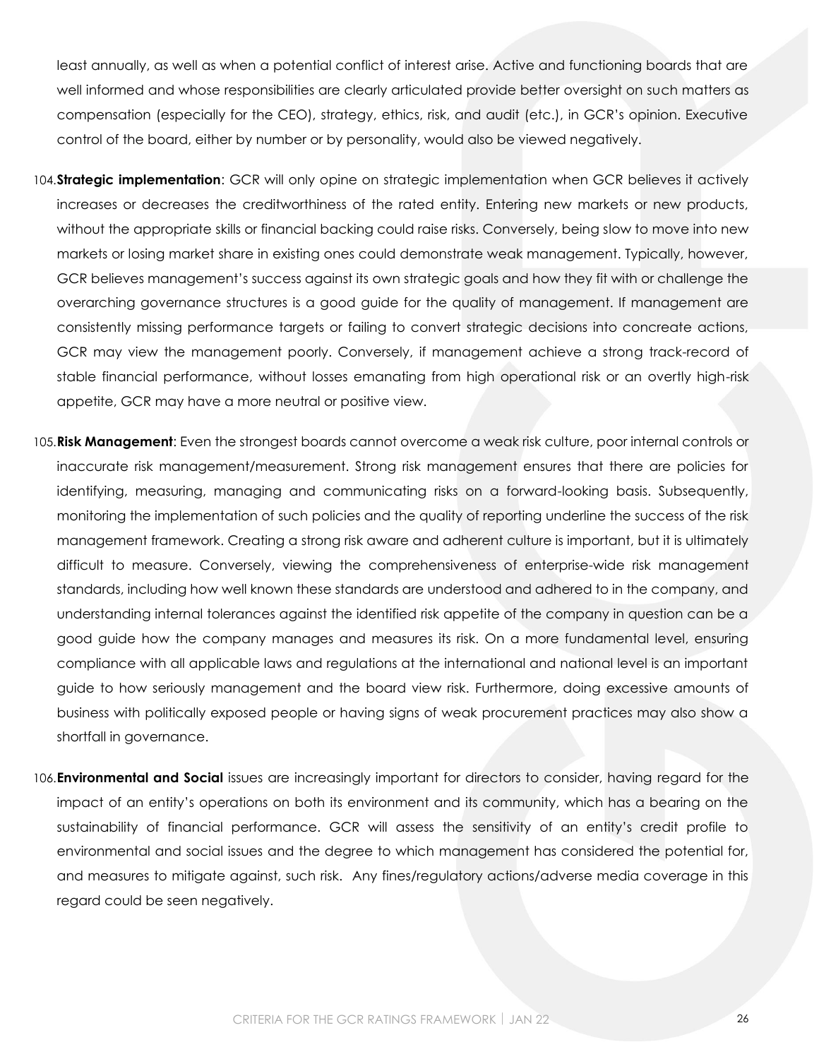least annually, as well as when a potential conflict of interest arise. Active and functioning boards that are well informed and whose responsibilities are clearly articulated provide better oversight on such matters as compensation (especially for the CEO), strategy, ethics, risk, and audit (etc.), in GCR's opinion. Executive control of the board, either by number or by personality, would also be viewed negatively.

104. **Strategic implementation**: GCR will only opine on strategic implementation when GCR believes it actively increases or decreases the creditworthiness of the rated entity. Entering new markets or new products, without the appropriate skills or financial backing could raise risks. Conversely, being slow to move into new markets or losing market share in existing ones could demonstrate weak management. Typically, however, GCR believes management's success against its own strategic goals and how they fit with or challenge the overarching governance structures is a good guide for the quality of management. If management are consistently missing performance targets or failing to convert strategic decisions into concreate actions, GCR may view the management poorly. Conversely, if management achieve a strong track-record of stable financial performance, without losses emanating from high operational risk or an overtly high-risk appetite, GCR may have a more neutral or positive view.

105. **Risk Management**: Even the strongest boards cannot overcome a weak risk culture, poor internal controls or inaccurate risk management/measurement. Strong risk management ensures that there are policies for identifying, measuring, managing and communicating risks on a forward-looking basis. Subsequently, monitoring the implementation of such policies and the quality of reporting underline the success of the risk management framework. Creating a strong risk aware and adherent culture is important, but it is ultimately difficult to measure. Conversely, viewing the comprehensiveness of enterprise-wide risk management standards, including how well known these standards are understood and adhered to in the company, and understanding internal tolerances against the identified risk appetite of the company in question can be a good guide how the company manages and measures its risk. On a more fundamental level, ensuring compliance with all applicable laws and regulations at the international and national level is an important guide to how seriously management and the board view risk. Furthermore, doing excessive amounts of business with politically exposed people or having signs of weak procurement practices may also show a shortfall in governance.

106. **Environmental and Social** issues are increasingly important for directors to consider, having regard for the impact of an entity's operations on both its environment and its community, which has a bearing on the sustainability of financial performance. GCR will assess the sensitivity of an entity's credit profile to environmental and social issues and the degree to which management has considered the potential for, and measures to mitigate against, such risk. Any fines/regulatory actions/adverse media coverage in this regard could be seen negatively.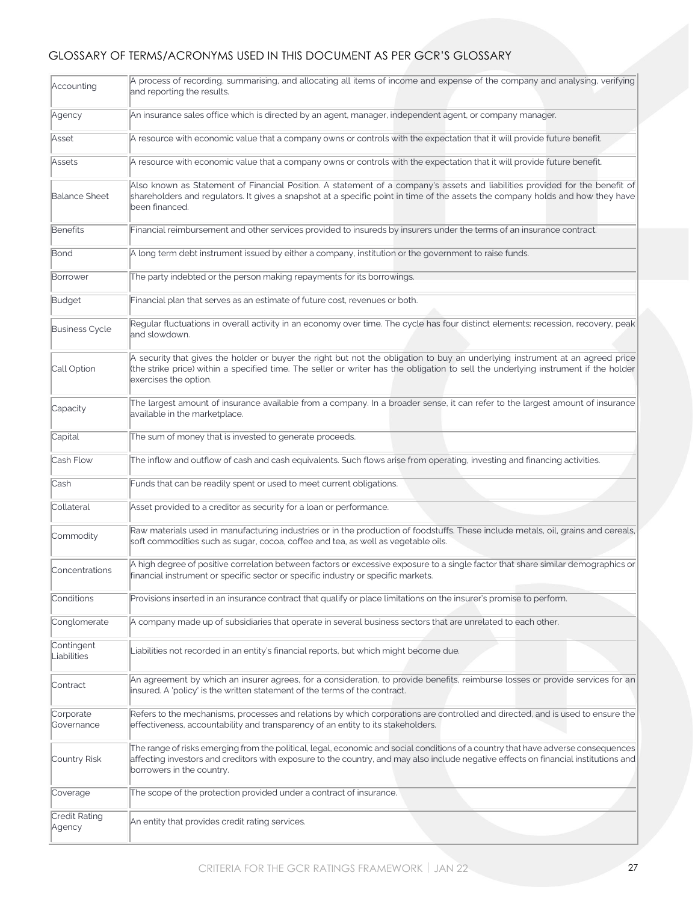## GLOSSARY OF TERMS/ACRONYMS USED IN THIS DOCUMENT AS PER GCR'S GLOSSARY

| | |
|---|---|
| Accounting | A process of recording, summarising, and allocating all items of income and expense of the company and analysing, verifying and reporting the results. |
| Agency | An insurance sales office which is directed by an agent, manager, independent agent, or company manager. |
| Asset | A resource with economic value that a company owns or controls with the expectation that it will provide future benefit. |
| Assets | A resource with economic value that a company owns or controls with the expectation that it will provide future benefit. |
| Balance Sheet | Also known as Statement of Financial Position. A statement of a company's assets and liabilities provided for the benefit of shareholders and regulators. It gives a snapshot at a specific point in time of the assets the company holds and how they have been financed. |
| Benefits | Financial reimbursement and other services provided to insureds by insurers under the terms of an insurance contract. |
| Bond | A long term debt instrument issued by either a company, institution or the government to raise funds. |
| Borrower | The party indebted or the person making repayments for its borrowings. |
| Budget | Financial plan that serves as an estimate of future cost, revenues or both. |
| Business Cycle | Regular fluctuations in overall activity in an economy over time. The cycle has four distinct elements: recession, recovery, peak and slowdown. |
| Call Option | A security that gives the holder or buyer the right but not the obligation to buy an underlying instrument at an agreed price (the strike price) within a specified time. The seller or writer has the obligation to sell the underlying instrument if the holder exercises the option. |
| Capacity | The largest amount of insurance available from a company. In a broader sense, it can refer to the largest amount of insurance available in the marketplace. |
| Capital | The sum of money that is invested to generate proceeds. |
| Cash Flow | The inflow and outflow of cash and cash equivalents. Such flows arise from operating, investing and financing activities. |
| Cash | Funds that can be readily spent or used to meet current obligations. |
| Collateral | Asset provided to a creditor as security for a loan or performance. |
| Commodity | Raw materials used in manufacturing industries or in the production of foodstuffs. These include metals, oil, grains and cereals, soft commodities such as sugar, cocoa, coffee and tea, as well as vegetable oils. |
| Concentrations | A high degree of positive correlation between factors or excessive exposure to a single factor that share similar demographics or financial instrument or specific sector or specific industry or specific markets. |
| Conditions | Provisions inserted in an insurance contract that qualify or place limitations on the insurer's promise to perform. |
| Conglomerate | A company made up of subsidiaries that operate in several business sectors that are unrelated to each other. |
| Contingent Liabilities | Liabilities not recorded in an entity's financial reports, but which might become due. |
| Contract | An agreement by which an insurer agrees, for a consideration, to provide benefits, reimburse losses or provide services for an insured. A 'policy' is the written statement of the terms of the contract. |
| Corporate Governance | Refers to the mechanisms, processes and relations by which corporations are controlled and directed, and is used to ensure the effectiveness, accountability and transparency of an entity to its stakeholders. |
| Country Risk | The range of risks emerging from the political, legal, economic and social conditions of a country that have adverse consequences affecting investors and creditors with exposure to the country, and may also include negative effects on financial institutions and borrowers in the country. |
| Coverage | The scope of the protection provided under a contract of insurance. |
| Credit Rating Agency | An entity that provides credit rating services. |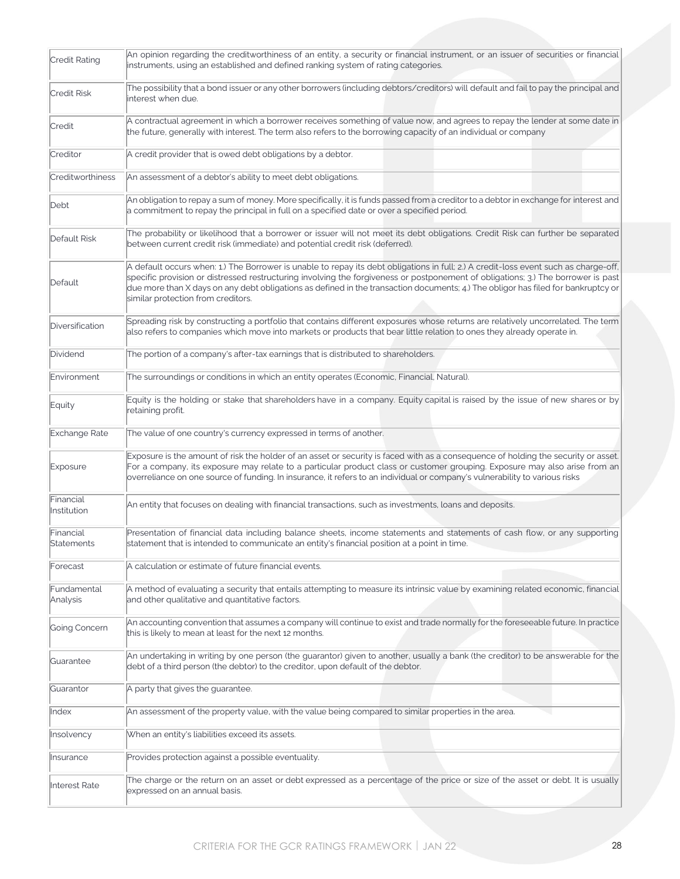| | |
|---|---|
| Credit Rating | An opinion regarding the creditworthiness of an entity, a security or financial instrument, or an issuer of securities or financial instruments, using an established and defined ranking system of rating categories. |
| Credit Risk | The possibility that a bond issuer or any other borrowers (including debtors/creditors) will default and fail to pay the principal and interest when due. |
| Credit | A contractual agreement in which a borrower receives something of value now, and agrees to repay the lender at some date in the future, generally with interest. The term also refers to the borrowing capacity of an individual or company |
| Creditor | A credit provider that is owed debt obligations by a debtor. |
| Creditworthiness | An assessment of a debtor's ability to meet debt obligations. |
| Debt | An obligation to repay a sum of money. More specifically, it is funds passed from a creditor to a debtor in exchange for interest and a commitment to repay the principal in full on a specified date or over a specified period. |
| Default Risk | The probability or likelihood that a borrower or issuer will not meet its debt obligations. Credit Risk can further be separated between current credit risk (immediate) and potential credit risk (deferred). |
| Default | A default occurs when: 1.) The Borrower is unable to repay its debt obligations in full; 2.) A credit-loss event such as charge-off, specific provision or distressed restructuring involving the forgiveness or postponement of obligations; 3.) The borrower is past due more than X days on any debt obligations as defined in the transaction documents; 4.) The obligor has filed for bankruptcy or similar protection from creditors. |
| Diversification | Spreading risk by constructing a portfolio that contains different exposures whose returns are relatively uncorrelated. The term also refers to companies which move into markets or products that bear little relation to ones they already operate in. |
| Dividend | The portion of a company's after-tax earnings that is distributed to shareholders. |
| Environment | The surroundings or conditions in which an entity operates (Economic, Financial, Natural). |
| Equity | Equity is the holding or stake that shareholders have in a company. Equity capital is raised by the issue of new shares or by retaining profit. |
| Exchange Rate | The value of one country's currency expressed in terms of another. |
| Exposure | Exposure is the amount of risk the holder of an asset or security is faced with as a consequence of holding the security or asset. For a company, its exposure may relate to a particular product class or customer grouping. Exposure may also arise from an overreliance on one source of funding. In insurance, it refers to an individual or company's vulnerability to various risks |
| Financial Institution | An entity that focuses on dealing with financial transactions, such as investments, loans and deposits. |
| Financial Statements | Presentation of financial data including balance sheets, income statements and statements of cash flow, or any supporting statement that is intended to communicate an entity's financial position at a point in time. |
| Forecast | A calculation or estimate of future financial events. |
| Fundamental Analysis | A method of evaluating a security that entails attempting to measure its intrinsic value by examining related economic, financial and other qualitative and quantitative factors. |
| Going Concern | An accounting convention that assumes a company will continue to exist and trade normally for the foreseeable future. In practice this is likely to mean at least for the next 12 months. |
| Guarantee | An undertaking in writing by one person (the guarantor) given to another, usually a bank (the creditor) to be answerable for the debt of a third person (the debtor) to the creditor, upon default of the debtor. |
| Guarantor | A party that gives the guarantee. |
| Index | An assessment of the property value, with the value being compared to similar properties in the area. |
| Insolvency | When an entity's liabilities exceed its assets. |
| Insurance | Provides protection against a possible eventuality. |
| Interest Rate | The charge or the return on an asset or debt expressed as a percentage of the price or size of the asset or debt. It is usually expressed on an annual basis. |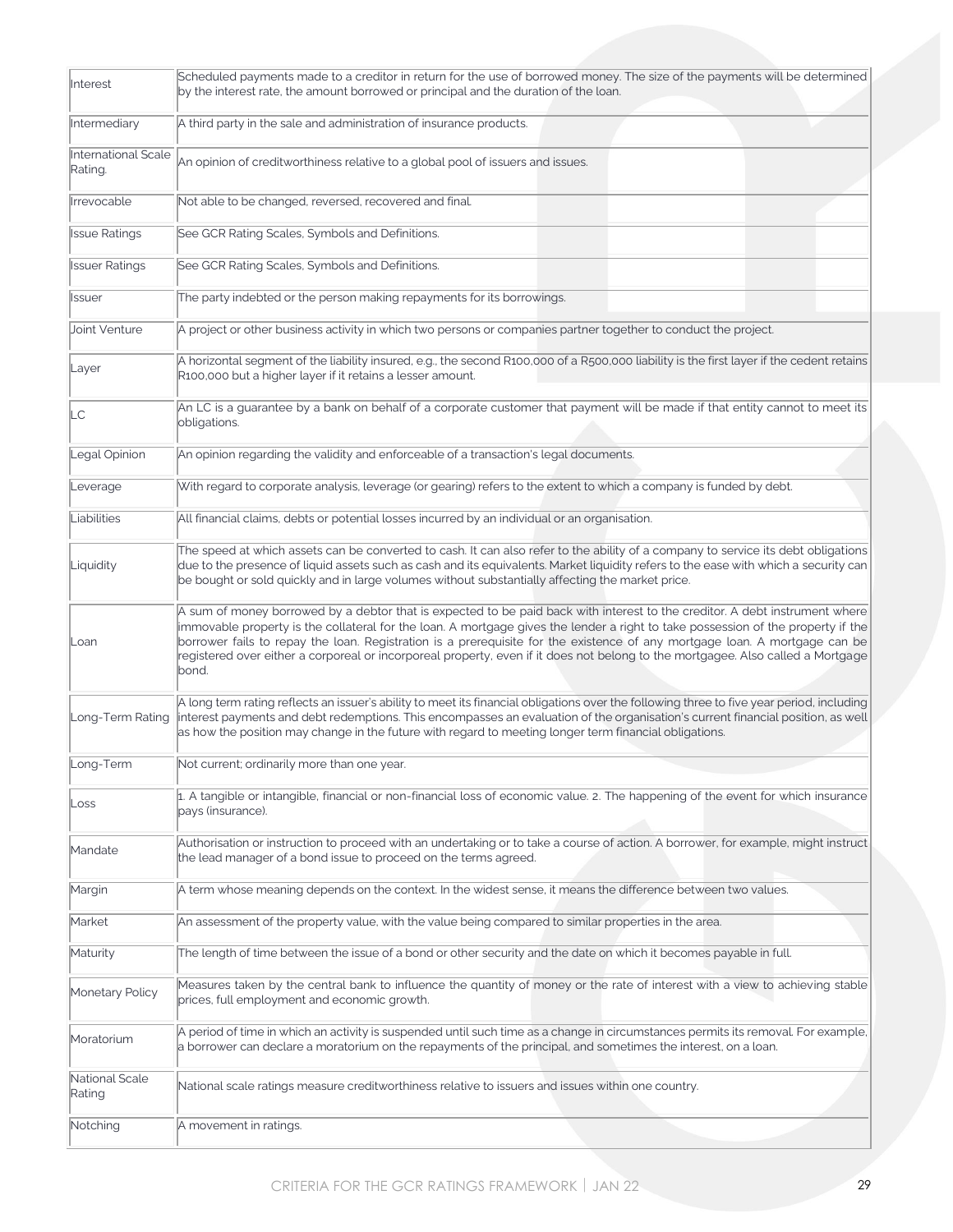| | |
|---|---|
| Interest | Scheduled payments made to a creditor in return for the use of borrowed money. The size of the payments will be determined by the interest rate, the amount borrowed or principal and the duration of the loan. |
| Intermediary | A third party in the sale and administration of insurance products. |
| International Scale Rating. | An opinion of creditworthiness relative to a global pool of issuers and issues. |
| Irrevocable | Not able to be changed, reversed, recovered and final. |
| Issue Ratings | See GCR Rating Scales, Symbols and Definitions. |
| Issuer Ratings | See GCR Rating Scales, Symbols and Definitions. |
| Issuer | The party indebted or the person making repayments for its borrowings. |
| Joint Venture | A project or other business activity in which two persons or companies partner together to conduct the project. |
| Layer | A horizontal segment of the liability insured, e.g., the second R100,000 of a R500,000 liability is the first layer if the cedent retains R100,000 but a higher layer if it retains a lesser amount. |
| LC | An LC is a guarantee by a bank on behalf of a corporate customer that payment will be made if that entity cannot to meet its obligations. |
| Legal Opinion | An opinion regarding the validity and enforceable of a transaction's legal documents. |
| Leverage | With regard to corporate analysis, leverage (or gearing) refers to the extent to which a company is funded by debt. |
| Liabilities | All financial claims, debts or potential losses incurred by an individual or an organisation. |
| Liquidity | The speed at which assets can be converted to cash. It can also refer to the ability of a company to service its debt obligations due to the presence of liquid assets such as cash and its equivalents. Market liquidity refers to the ease with which a security can be bought or sold quickly and in large volumes without substantially affecting the market price. |
| Loan | A sum of money borrowed by a debtor that is expected to be paid back with interest to the creditor. A debt instrument where immovable property is the collateral for the loan. A mortgage gives the lender a right to take possession of the property if the borrower fails to repay the loan. Registration is a prerequisite for the existence of any mortgage loan. A mortgage can be registered over either a corporeal or incorporeal property, even if it does not belong to the mortgagee. Also called a Mortgage bond. |
| Long-Term Rating | A long term rating reflects an issuer's ability to meet its financial obligations over the following three to five year period, including interest payments and debt redemptions. This encompasses an evaluation of the organisation's current financial position, as well as how the position may change in the future with regard to meeting longer term financial obligations. |
| Long-Term | Not current; ordinarily more than one year. |
| Loss | 1. A tangible or intangible, financial or non-financial loss of economic value. 2. The happening of the event for which insurance pays (insurance). |
| Mandate | Authorisation or instruction to proceed with an undertaking or to take a course of action. A borrower, for example, might instruct the lead manager of a bond issue to proceed on the terms agreed. |
| Margin | A term whose meaning depends on the context. In the widest sense, it means the difference between two values. |
| Market | An assessment of the property value, with the value being compared to similar properties in the area. |
| Maturity | The length of time between the issue of a bond or other security and the date on which it becomes payable in full. |
| Monetary Policy | Measures taken by the central bank to influence the quantity of money or the rate of interest with a view to achieving stable prices, full employment and economic growth. |
| Moratorium | A period of time in which an activity is suspended until such time as a change in circumstances permits its removal. For example, a borrower can declare a moratorium on the repayments of the principal, and sometimes the interest, on a loan. |
| National Scale Rating | National scale ratings measure creditworthiness relative to issuers and issues within one country. |
| Notching | A movement in ratings. |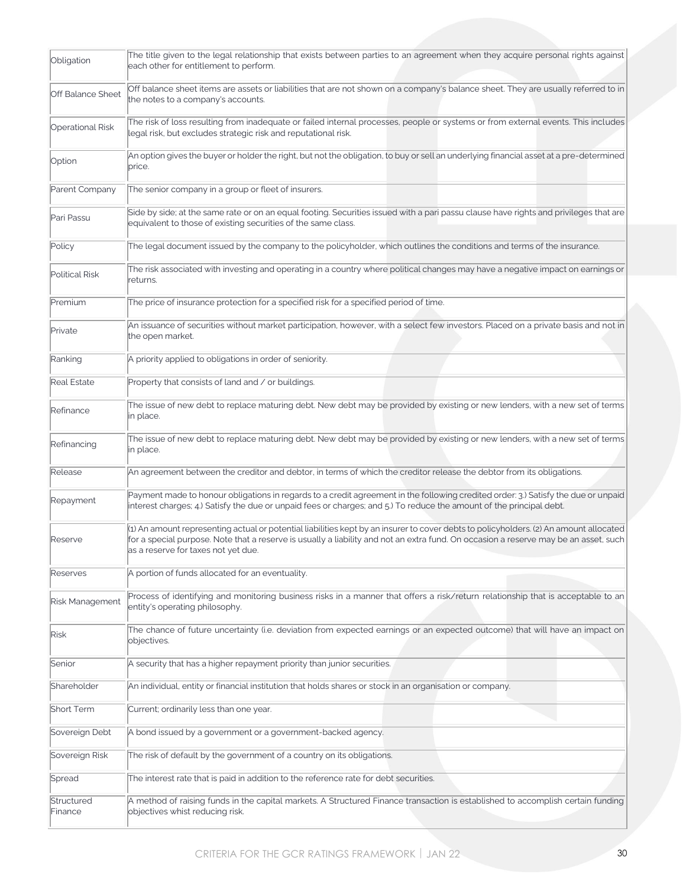| | |
|---|---|
| Obligation | The title given to the legal relationship that exists between parties to an agreement when they acquire personal rights against each other for entitlement to perform. |
| Off Balance Sheet | Off balance sheet items are assets or liabilities that are not shown on a company's balance sheet. They are usually referred to in the notes to a company's accounts. |
| Operational Risk | The risk of loss resulting from inadequate or failed internal processes, people or systems or from external events. This includes legal risk, but excludes strategic risk and reputational risk. |
| Option | An option gives the buyer or holder the right, but not the obligation, to buy or sell an underlying financial asset at a pre-determined price. |
| Parent Company | The senior company in a group or fleet of insurers. |
| Pari Passu | Side by side; at the same rate or on an equal footing. Securities issued with a pari passu clause have rights and privileges that are equivalent to those of existing securities of the same class. |
| Policy | The legal document issued by the company to the policyholder, which outlines the conditions and terms of the insurance. |
| Political Risk | The risk associated with investing and operating in a country where political changes may have a negative impact on earnings or returns. |
| Premium | The price of insurance protection for a specified risk for a specified period of time. |
| Private | An issuance of securities without market participation, however, with a select few investors. Placed on a private basis and not in the open market. |
| Ranking | A priority applied to obligations in order of seniority. |
| Real Estate | Property that consists of land and / or buildings. |
| Refinance | The issue of new debt to replace maturing debt. New debt may be provided by existing or new lenders, with a new set of terms in place. |
| Refinancing | The issue of new debt to replace maturing debt. New debt may be provided by existing or new lenders, with a new set of terms in place. |
| Release | An agreement between the creditor and debtor, in terms of which the creditor release the debtor from its obligations. |
| Repayment | Payment made to honour obligations in regards to a credit agreement in the following credited order; 3.) Satisfy the due or unpaid interest charges; 4.) Satisfy the due or unpaid fees or charges; and 5.) To reduce the amount of the principal debt. |
| Reserve | (1) An amount representing actual or potential liabilities kept by an insurer to cover debts to policyholders. (2) An amount allocated for a special purpose. Note that a reserve is usually a liability and not an extra fund. On occasion a reserve may be an asset, such as a reserve for taxes not yet due. |
| Reserves | A portion of funds allocated for an eventuality. |
| Risk Management | Process of identifying and monitoring business risks in a manner that offers a risk/return relationship that is acceptable to an entity's operating philosophy. |
| Risk | The chance of future uncertainty (i.e. deviation from expected earnings or an expected outcome) that will have an impact on objectives. |
| Senior | A security that has a higher repayment priority than junior securities. |
| Shareholder | An individual, entity or financial institution that holds shares or stock in an organisation or company. |
| Short Term | Current; ordinarily less than one year. |
| Sovereign Debt | A bond issued by a government or a government-backed agency. |
| Sovereign Risk | The risk of default by the government of a country on its obligations. |
| Spread | The interest rate that is paid in addition to the reference rate for debt securities. |
| Structured Finance | A method of raising funds in the capital markets. A Structured Finance transaction is established to accomplish certain funding objectives whist reducing risk. |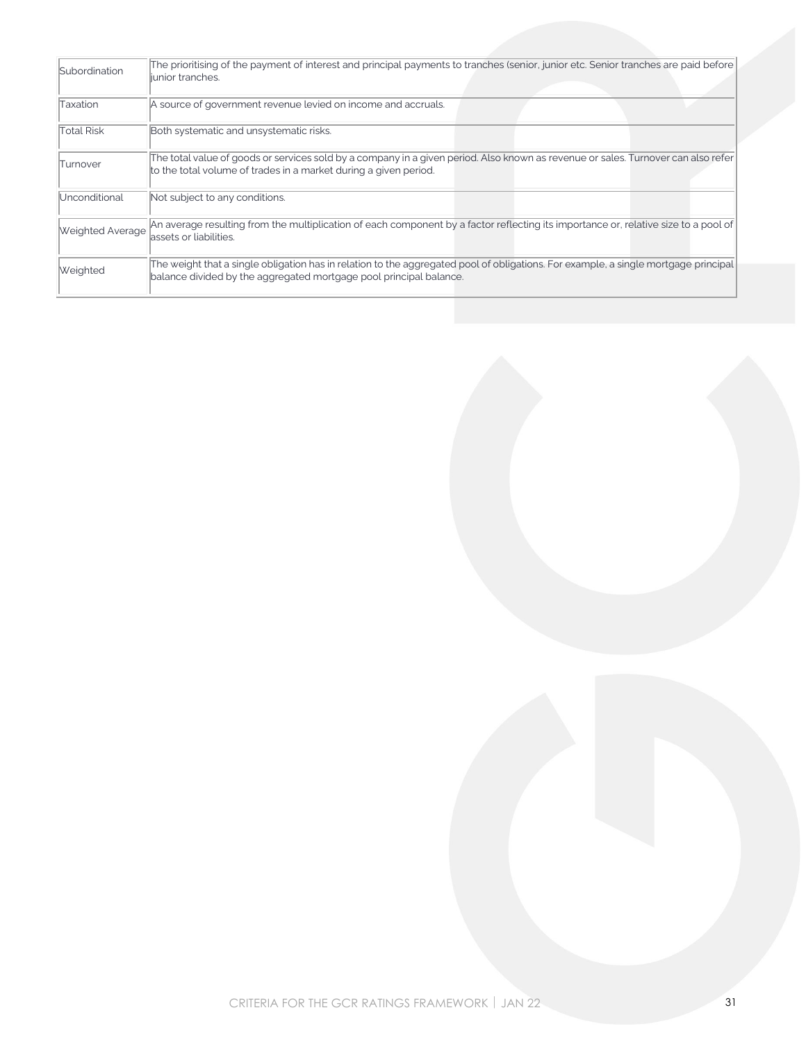| | |
|---|---|
| Subordination | The prioritising of the payment of interest and principal payments to tranches (senior, junior etc. Senior tranches are paid before junior tranches. |
| Taxation | A source of government revenue levied on income and accruals. |
| Total Risk | Both systematic and unsystematic risks. |
| Turnover | The total value of goods or services sold by a company in a given period. Also known as revenue or sales. Turnover can also refer to the total volume of trades in a market during a given period. |
| Unconditional | Not subject to any conditions. |
| Weighted Average | An average resulting from the multiplication of each component by a factor reflecting its importance or, relative size to a pool of assets or liabilities. |
| Weighted | The weight that a single obligation has in relation to the aggregated pool of obligations. For example, a single mortgage principal balance divided by the aggregated mortgage pool principal balance. |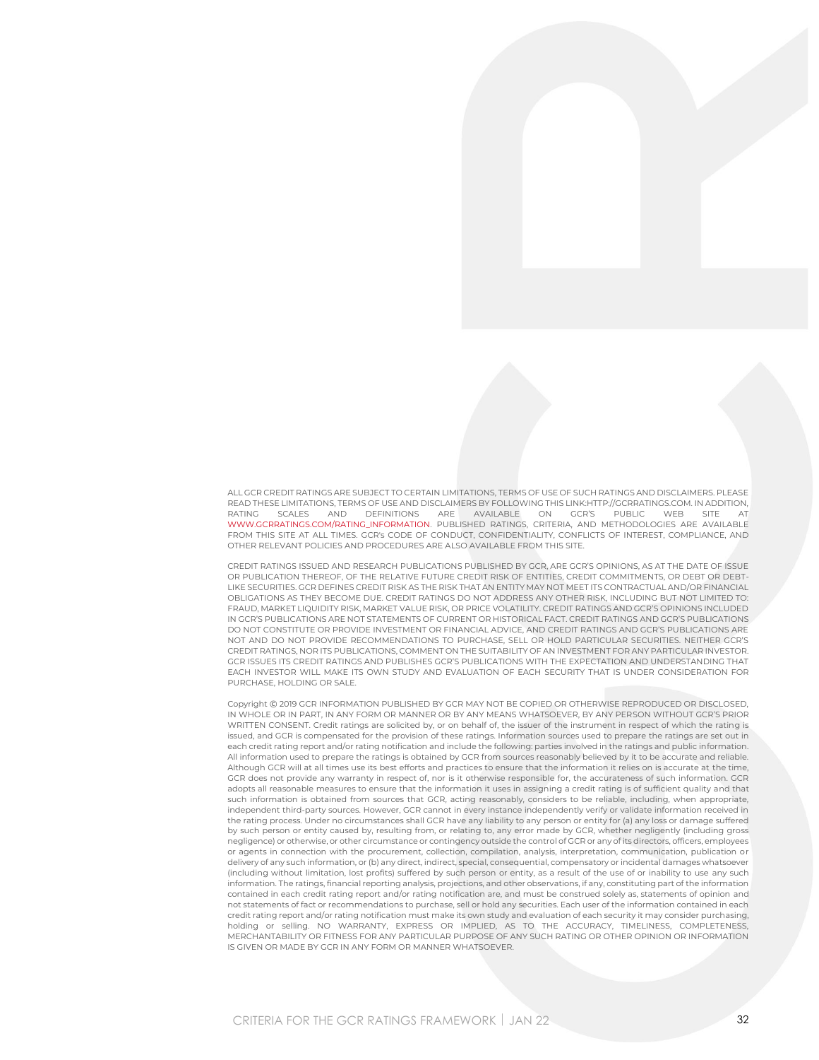ALL GCR CREDIT RATINGS ARE SUBJECT TO CERTAIN LIMITATIONS, TERMS OF USE OF SUCH RATINGS AND DISCLAIMERS. PLEASE READ THESE LIMITATIONS, TERMS OF USE AND DISCLAIMERS BY FOLLOWING THIS LINK:HTTP://GCRRATINGS.COM. IN ADDITION, RATING SCALES AND DEFINITIONS ARE AVAILABLE ON GCR'S PUBLIC WEB SITE AT WWW.GCRRATINGS.COM/RATING_INFORMATION. PUBLISHED RATINGS, CRITERIA, AND METHODOLOGIES ARE AVAILABLE FROM THIS SITE AT ALL TIMES. GCR's CODE OF CONDUCT, CONFIDENTIALITY, CONFLICTS OF INTEREST, COMPLIANCE, AND OTHER RELEVANT POLICIES AND PROCEDURES ARE ALSO AVAILABLE FROM THIS SITE.

CREDIT RATINGS ISSUED AND RESEARCH PUBLICATIONS PUBLISHED BY GCR, ARE GCR'S OPINIONS, AS AT THE DATE OF ISSUE OR PUBLICATION THEREOF, OF THE RELATIVE FUTURE CREDIT RISK OF ENTITIES, CREDIT COMMITMENTS, OR DEBT OR DEBT-LIKE SECURITIES. GCR DEFINES CREDIT RISK AS THE RISK THAT AN ENTITY MAY NOT MEET ITS CONTRACTUAL AND/OR FINANCIAL OBLIGATIONS AS THEY BECOME DUE. CREDIT RATINGS DO NOT ADDRESS ANY OTHER RISK, INCLUDING BUT NOT LIMITED TO: FRAUD, MARKET LIQUIDITY RISK, MARKET VALUE RISK, OR PRICE VOLATILITY. CREDIT RATINGS AND GCR'S OPINIONS INCLUDED IN GCR'S PUBLICATIONS ARE NOT STATEMENTS OF CURRENT OR HISTORICAL FACT. CREDIT RATINGS AND GCR'S PUBLICATIONS DO NOT CONSTITUTE OR PROVIDE INVESTMENT OR FINANCIAL ADVICE, AND CREDIT RATINGS AND GCR'S PUBLICATIONS ARE NOT AND DO NOT PROVIDE RECOMMENDATIONS TO PURCHASE, SELL OR HOLD PARTICULAR SECURITIES. NEITHER GCR'S CREDIT RATINGS, NOR ITS PUBLICATIONS, COMMENT ON THE SUITABILITY OF AN INVESTMENT FOR ANY PARTICULAR INVESTOR. GCR ISSUES ITS CREDIT RATINGS AND PUBLISHES GCR'S PUBLICATIONS WITH THE EXPECTATION AND UNDERSTANDING THAT EACH INVESTOR WILL MAKE ITS OWN STUDY AND EVALUATION OF EACH SECURITY THAT IS UNDER CONSIDERATION FOR PURCHASE, HOLDING OR SALE.

Copyright © 2019 GCR INFORMATION PUBLISHED BY GCR MAY NOT BE COPIED OR OTHERWISE REPRODUCED OR DISCLOSED, IN WHOLE OR IN PART, IN ANY FORM OR MANNER OR BY ANY MEANS WHATSOEVER, BY ANY PERSON WITHOUT GCR'S PRIOR WRITTEN CONSENT. Credit ratings are solicited by, or on behalf of, the issuer of the instrument in respect of which the rating is issued, and GCR is compensated for the provision of these ratings. Information sources used to prepare the ratings are set out in each credit rating report and/or rating notification and include the following: parties involved in the ratings and public information. All information used to prepare the ratings is obtained by GCR from sources reasonably believed by it to be accurate and reliable. Although GCR will at all times use its best efforts and practices to ensure that the information it relies on is accurate at the time, GCR does not provide any warranty in respect of, nor is it otherwise responsible for, the accurateness of such information. GCR adopts all reasonable measures to ensure that the information it uses in assigning a credit rating is of sufficient quality and that such information is obtained from sources that GCR, acting reasonably, considers to be reliable, including, when appropriate, independent third-party sources. However, GCR cannot in every instance independently verify or validate information received in the rating process. Under no circumstances shall GCR have any liability to any person or entity for (a) any loss or damage suffered by such person or entity caused by, resulting from, or relating to, any error made by GCR, whether negligently (including gross negligence) or otherwise, or other circumstance or contingency outside the control of GCR or any of its directors, officers, employees or agents in connection with the procurement, collection, compilation, analysis, interpretation, communication, publication or delivery of any such information, or (b) any direct, indirect, special, consequential, compensatory or incidental damages whatsoever (including without limitation, lost profits) suffered by such person or entity, as a result of the use of or inability to use any such information. The ratings, financial reporting analysis, projections, and other observations, if any, constituting part of the information contained in each credit rating report and/or rating notification are, and must be construed solely as, statements of opinion and not statements of fact or recommendations to purchase, sell or hold any securities. Each user of the information contained in each credit rating report and/or rating notification must make its own study and evaluation of each security it may consider purchasing, holding or selling. NO WARRANTY, EXPRESS OR IMPLIED, AS TO THE ACCURACY, TIMELINESS, COMPLETENESS, MERCHANTABILITY OR FITNESS FOR ANY PARTICULAR PURPOSE OF ANY SUCH RATING OR OTHER OPINION OR INFORMATION IS GIVEN OR MADE BY GCR IN ANY FORM OR MANNER WHATSOEVER.